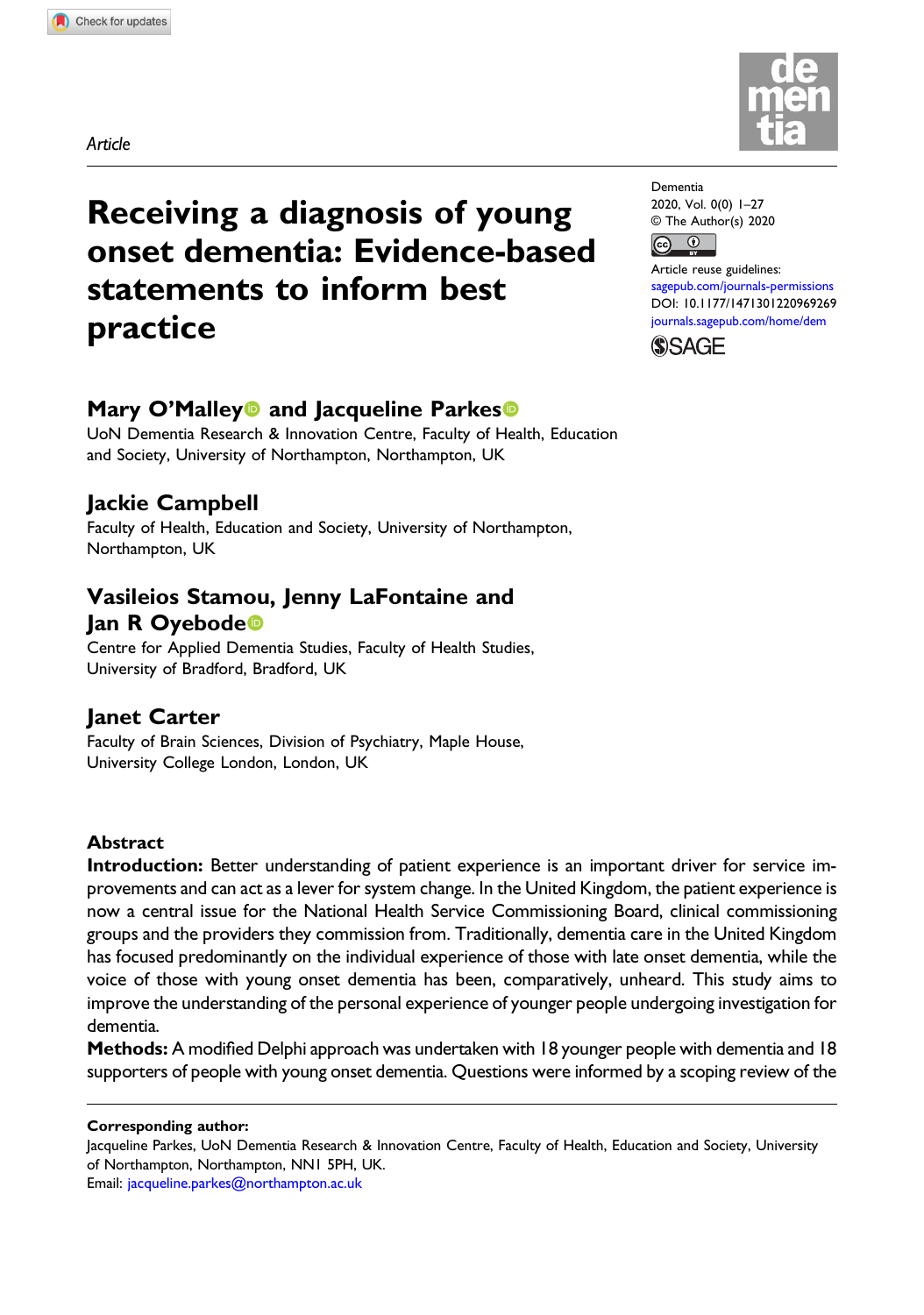Article

# Receiving a diagnosis of young onset dementia: Evidence-based statements to inform best practice

Dementia
2020, Vol. 0(0) 1–27
© The Author(s) 2020
Article reuse guidelines:
sagepub.com/journals-permissions
DOI: 10.1177/1471301220969269
journals.sagepub.com/home/dem

## Mary O'Malley and Jacqueline Parkes

UoN Dementia Research & Innovation Centre, Faculty of Health, Education and Society, University of Northampton, Northampton, UK

## Jackie Campbell

Faculty of Health, Education and Society, University of Northampton, Northampton, UK

## Vasileios Stamou, Jenny LaFontaine and Jan R Oyebode

Centre for Applied Dementia Studies, Faculty of Health Studies, University of Bradford, Bradford, UK

## Janet Carter

Faculty of Brain Sciences, Division of Psychiatry, Maple House, University College London, London, UK

### Abstract

**Introduction:** Better understanding of patient experience is an important driver for service improvements and can act as a lever for system change. In the United Kingdom, the patient experience is now a central issue for the National Health Service Commissioning Board, clinical commissioning groups and the providers they commission from. Traditionally, dementia care in the United Kingdom has focused predominantly on the individual experience of those with late onset dementia, while the voice of those with young onset dementia has been, comparatively, unheard. This study aims to improve the understanding of the personal experience of younger people undergoing investigation for dementia.

**Methods:** A modified Delphi approach was undertaken with 18 younger people with dementia and 18 supporters of people with young onset dementia. Questions were informed by a scoping review of the

**Corresponding author:**
Jacqueline Parkes, UoN Dementia Research & Innovation Centre, Faculty of Health, Education and Society, University of Northampton, Northampton, NN1 5PH, UK.
Email: jacqueline.parkes@northampton.ac.uk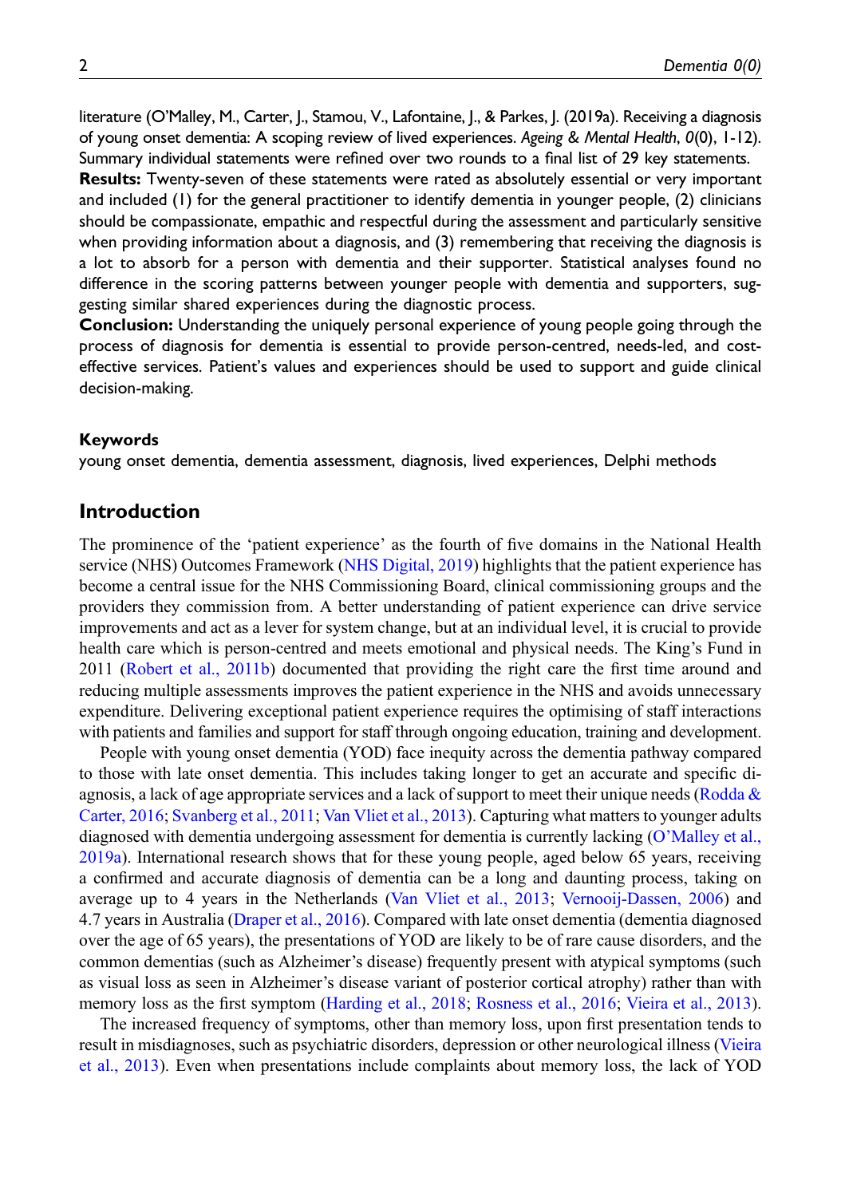literature (O'Malley, M., Carter, J., Stamou, V., Lafontaine, J., & Parkes, J. (2019a). Receiving a diagnosis of young onset dementia: A scoping review of lived experiences. *Ageing & Mental Health*, *0*(0), 1-12). Summary individual statements were refined over two rounds to a final list of 29 key statements.

**Results:** Twenty-seven of these statements were rated as absolutely essential or very important and included (1) for the general practitioner to identify dementia in younger people, (2) clinicians should be compassionate, empathic and respectful during the assessment and particularly sensitive when providing information about a diagnosis, and (3) remembering that receiving the diagnosis is a lot to absorb for a person with dementia and their supporter. Statistical analyses found no difference in the scoring patterns between younger people with dementia and supporters, suggesting similar shared experiences during the diagnostic process.

**Conclusion:** Understanding the uniquely personal experience of young people going through the process of diagnosis for dementia is essential to provide person-centred, needs-led, and cost-effective services. Patient's values and experiences should be used to support and guide clinical decision-making.

### Keywords

young onset dementia, dementia assessment, diagnosis, lived experiences, Delphi methods

## Introduction

The prominence of the 'patient experience' as the fourth of five domains in the National Health service (NHS) Outcomes Framework (NHS Digital, 2019) highlights that the patient experience has become a central issue for the NHS Commissioning Board, clinical commissioning groups and the providers they commission from. A better understanding of patient experience can drive service improvements and act as a lever for system change, but at an individual level, it is crucial to provide health care which is person-centred and meets emotional and physical needs. The King's Fund in 2011 (Robert et al., 2011b) documented that providing the right care the first time around and reducing multiple assessments improves the patient experience in the NHS and avoids unnecessary expenditure. Delivering exceptional patient experience requires the optimising of staff interactions with patients and families and support for staff through ongoing education, training and development.

People with young onset dementia (YOD) face inequity across the dementia pathway compared to those with late onset dementia. This includes taking longer to get an accurate and specific diagnosis, a lack of age appropriate services and a lack of support to meet their unique needs (Rodda & Carter, 2016; Svanberg et al., 2011; Van Vliet et al., 2013). Capturing what matters to younger adults diagnosed with dementia undergoing assessment for dementia is currently lacking (O'Malley et al., 2019a). International research shows that for these young people, aged below 65 years, receiving a confirmed and accurate diagnosis of dementia can be a long and daunting process, taking on average up to 4 years in the Netherlands (Van Vliet et al., 2013; Vernooij-Dassen, 2006) and 4.7 years in Australia (Draper et al., 2016). Compared with late onset dementia (dementia diagnosed over the age of 65 years), the presentations of YOD are likely to be of rare cause disorders, and the common dementias (such as Alzheimer's disease) frequently present with atypical symptoms (such as visual loss as seen in Alzheimer's disease variant of posterior cortical atrophy) rather than with memory loss as the first symptom (Harding et al., 2018; Rosness et al., 2016; Vieira et al., 2013).

The increased frequency of symptoms, other than memory loss, upon first presentation tends to result in misdiagnoses, such as psychiatric disorders, depression or other neurological illness (Vieira et al., 2013). Even when presentations include complaints about memory loss, the lack of YOD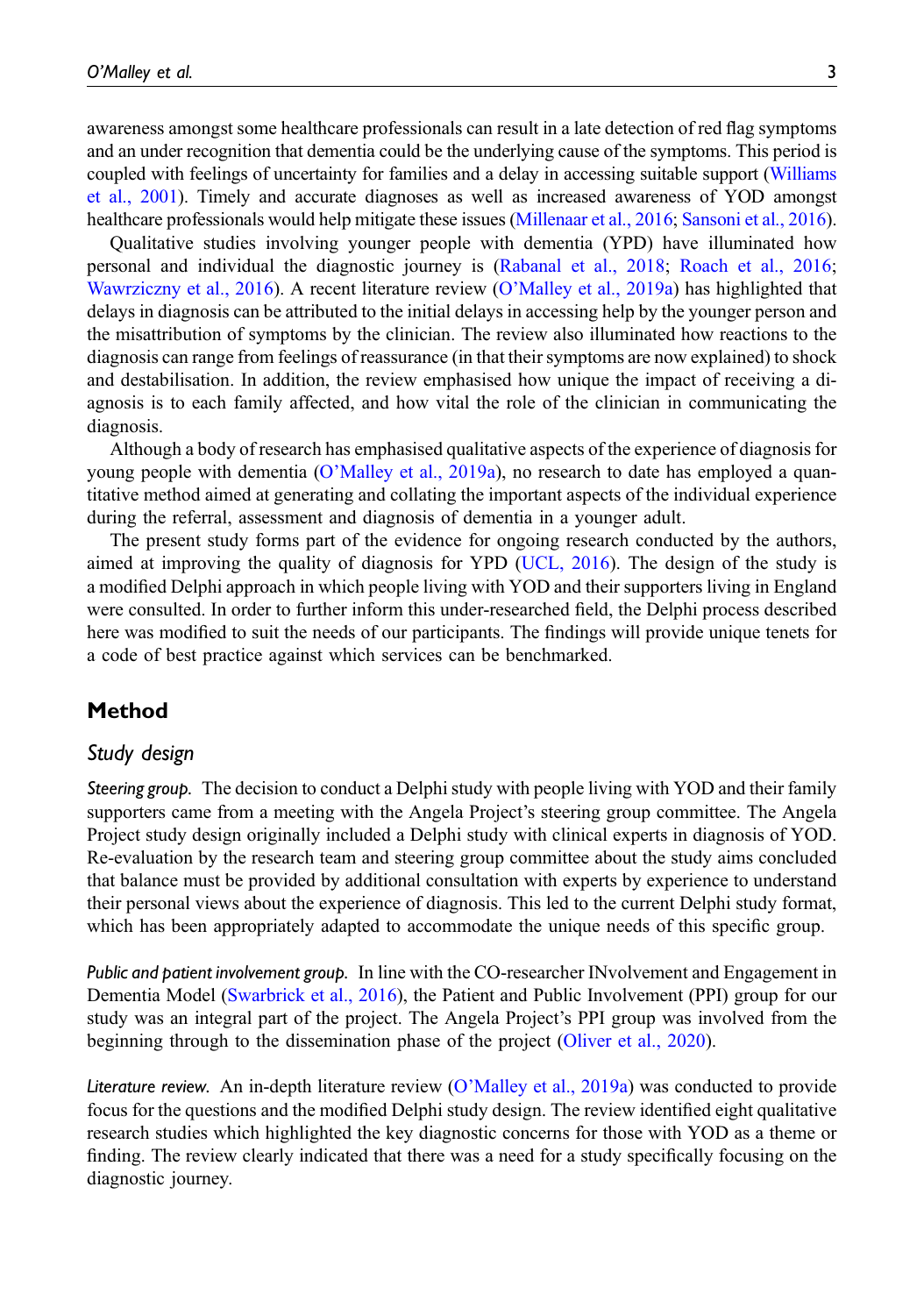awareness amongst some healthcare professionals can result in a late detection of red flag symptoms and an under recognition that dementia could be the underlying cause of the symptoms. This period is coupled with feelings of uncertainty for families and a delay in accessing suitable support (Williams et al., 2001). Timely and accurate diagnoses as well as increased awareness of YOD amongst healthcare professionals would help mitigate these issues (Millenaar et al., 2016; Sansoni et al., 2016).

Qualitative studies involving younger people with dementia (YPD) have illuminated how personal and individual the diagnostic journey is (Rabanal et al., 2018; Roach et al., 2016; Wawrziczny et al., 2016). A recent literature review (O'Malley et al., 2019a) has highlighted that delays in diagnosis can be attributed to the initial delays in accessing help by the younger person and the misattribution of symptoms by the clinician. The review also illuminated how reactions to the diagnosis can range from feelings of reassurance (in that their symptoms are now explained) to shock and destabilisation. In addition, the review emphasised how unique the impact of receiving a diagnosis is to each family affected, and how vital the role of the clinician in communicating the diagnosis.

Although a body of research has emphasised qualitative aspects of the experience of diagnosis for young people with dementia (O'Malley et al., 2019a), no research to date has employed a quantitative method aimed at generating and collating the important aspects of the individual experience during the referral, assessment and diagnosis of dementia in a younger adult.

The present study forms part of the evidence for ongoing research conducted by the authors, aimed at improving the quality of diagnosis for YPD (UCL, 2016). The design of the study is a modified Delphi approach in which people living with YOD and their supporters living in England were consulted. In order to further inform this under-researched field, the Delphi process described here was modified to suit the needs of our participants. The findings will provide unique tenets for a code of best practice against which services can be benchmarked.

## Method

### Study design

*Steering group.* The decision to conduct a Delphi study with people living with YOD and their family supporters came from a meeting with the Angela Project's steering group committee. The Angela Project study design originally included a Delphi study with clinical experts in diagnosis of YOD. Re-evaluation by the research team and steering group committee about the study aims concluded that balance must be provided by additional consultation with experts by experience to understand their personal views about the experience of diagnosis. This led to the current Delphi study format, which has been appropriately adapted to accommodate the unique needs of this specific group.

*Public and patient involvement group.* In line with the CO-researcher INvolvement and Engagement in Dementia Model (Swarbrick et al., 2016), the Patient and Public Involvement (PPI) group for our study was an integral part of the project. The Angela Project's PPI group was involved from the beginning through to the dissemination phase of the project (Oliver et al., 2020).

*Literature review.* An in-depth literature review (O'Malley et al., 2019a) was conducted to provide focus for the questions and the modified Delphi study design. The review identified eight qualitative research studies which highlighted the key diagnostic concerns for those with YOD as a theme or finding. The review clearly indicated that there was a need for a study specifically focusing on the diagnostic journey.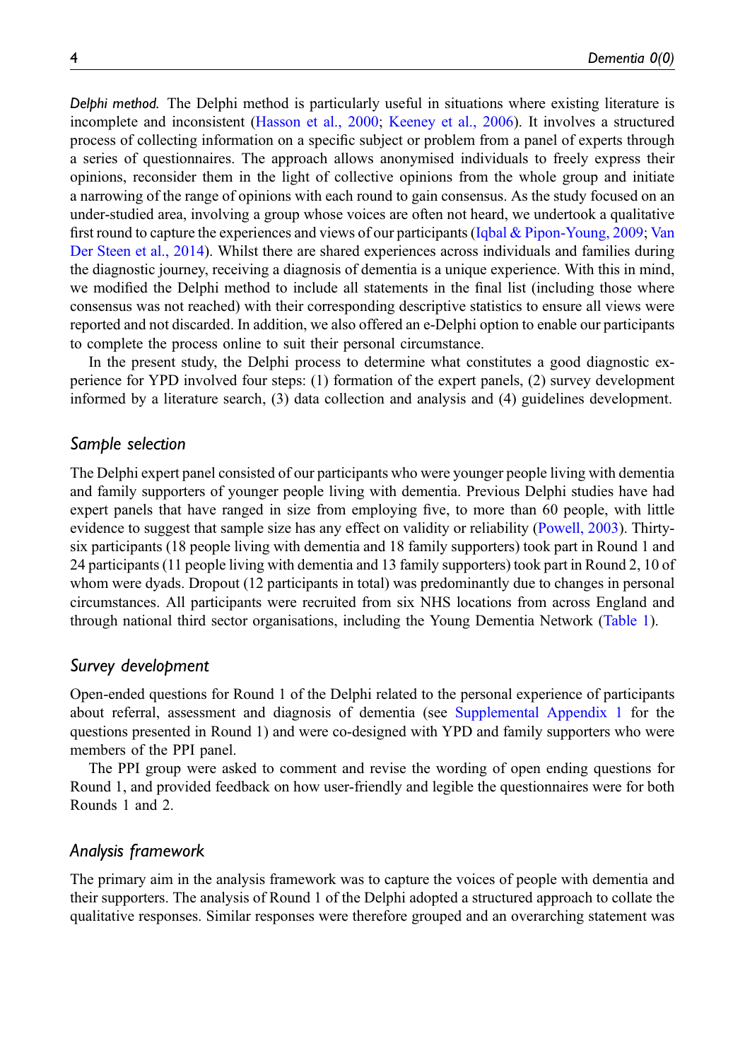*Delphi method.* The Delphi method is particularly useful in situations where existing literature is incomplete and inconsistent (Hasson et al., 2000; Keeney et al., 2006). It involves a structured process of collecting information on a specific subject or problem from a panel of experts through a series of questionnaires. The approach allows anonymised individuals to freely express their opinions, reconsider them in the light of collective opinions from the whole group and initiate a narrowing of the range of opinions with each round to gain consensus. As the study focused on an under-studied area, involving a group whose voices are often not heard, we undertook a qualitative first round to capture the experiences and views of our participants (Iqbal & Pipon-Young, 2009; Van Der Steen et al., 2014). Whilst there are shared experiences across individuals and families during the diagnostic journey, receiving a diagnosis of dementia is a unique experience. With this in mind, we modified the Delphi method to include all statements in the final list (including those where consensus was not reached) with their corresponding descriptive statistics to ensure all views were reported and not discarded. In addition, we also offered an e-Delphi option to enable our participants to complete the process online to suit their personal circumstance.

In the present study, the Delphi process to determine what constitutes a good diagnostic experience for YPD involved four steps: (1) formation of the expert panels, (2) survey development informed by a literature search, (3) data collection and analysis and (4) guidelines development.

## Sample selection

The Delphi expert panel consisted of our participants who were younger people living with dementia and family supporters of younger people living with dementia. Previous Delphi studies have had expert panels that have ranged in size from employing five, to more than 60 people, with little evidence to suggest that sample size has any effect on validity or reliability (Powell, 2003). Thirty-six participants (18 people living with dementia and 18 family supporters) took part in Round 1 and 24 participants (11 people living with dementia and 13 family supporters) took part in Round 2, 10 of whom were dyads. Dropout (12 participants in total) was predominantly due to changes in personal circumstances. All participants were recruited from six NHS locations from across England and through national third sector organisations, including the Young Dementia Network (Table 1).

## Survey development

Open-ended questions for Round 1 of the Delphi related to the personal experience of participants about referral, assessment and diagnosis of dementia (see Supplemental Appendix 1 for the questions presented in Round 1) and were co-designed with YPD and family supporters who were members of the PPI panel.

The PPI group were asked to comment and revise the wording of open ending questions for Round 1, and provided feedback on how user-friendly and legible the questionnaires were for both Rounds 1 and 2.

## Analysis framework

The primary aim in the analysis framework was to capture the voices of people with dementia and their supporters. The analysis of Round 1 of the Delphi adopted a structured approach to collate the qualitative responses. Similar responses were therefore grouped and an overarching statement was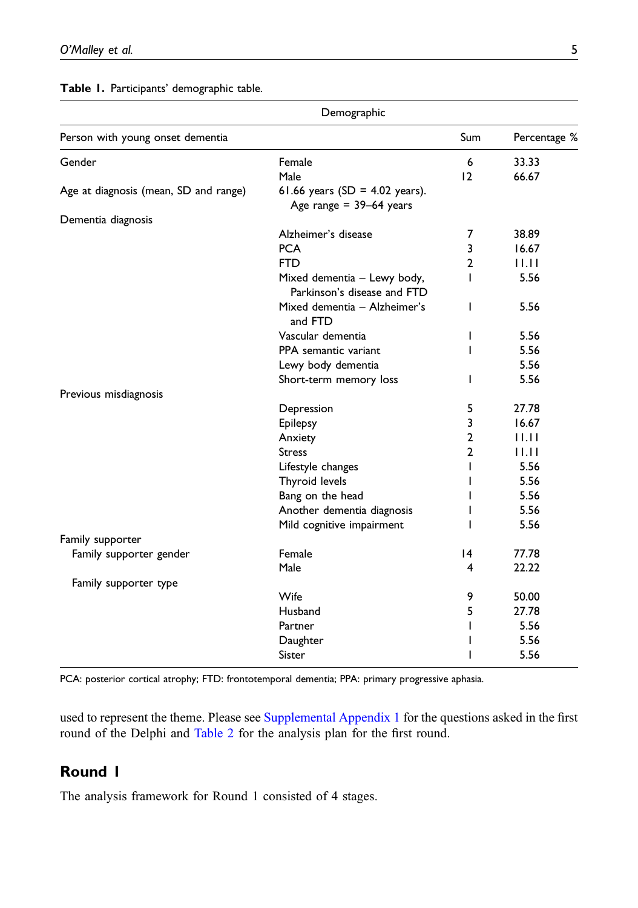**Table 1.** Participants' demographic table.

| Demographic | | | |
|---|---|---|---|
| Person with young onset dementia | | Sum | Percentage % |
| Gender | Female | 6 | 33.33 |
| | Male | 12 | 66.67 |
| Age at diagnosis (mean, SD and range) | 61.66 years (SD = 4.02 years). Age range = 39–64 years | | |
| Dementia diagnosis | | | |
| | Alzheimer's disease | 7 | 38.89 |
| | PCA | 3 | 16.67 |
| | FTD | 2 | 11.11 |
| | Mixed dementia – Lewy body, Parkinson's disease and FTD | 1 | 5.56 |
| | Mixed dementia – Alzheimer's and FTD | 1 | 5.56 |
| | Vascular dementia | 1 | 5.56 |
| | PPA semantic variant | 1 | 5.56 |
| | Lewy body dementia | | 5.56 |
| | Short-term memory loss | 1 | 5.56 |
| Previous misdiagnosis | | | |
| | Depression | 5 | 27.78 |
| | Epilepsy | 3 | 16.67 |
| | Anxiety | 2 | 11.11 |
| | Stress | 2 | 11.11 |
| | Lifestyle changes | 1 | 5.56 |
| | Thyroid levels | 1 | 5.56 |
| | Bang on the head | 1 | 5.56 |
| | Another dementia diagnosis | 1 | 5.56 |
| | Mild cognitive impairment | 1 | 5.56 |
| Family supporter | | | |
| Family supporter gender | Female | 14 | 77.78 |
| | Male | 4 | 22.22 |
| Family supporter type | | | |
| | Wife | 9 | 50.00 |
| | Husband | 5 | 27.78 |
| | Partner | 1 | 5.56 |
| | Daughter | 1 | 5.56 |
| | Sister | 1 | 5.56 |

PCA: posterior cortical atrophy; FTD: frontotemporal dementia; PPA: primary progressive aphasia.

used to represent the theme. Please see Supplemental Appendix 1 for the questions asked in the first round of the Delphi and Table 2 for the analysis plan for the first round.

## Round 1

The analysis framework for Round 1 consisted of 4 stages.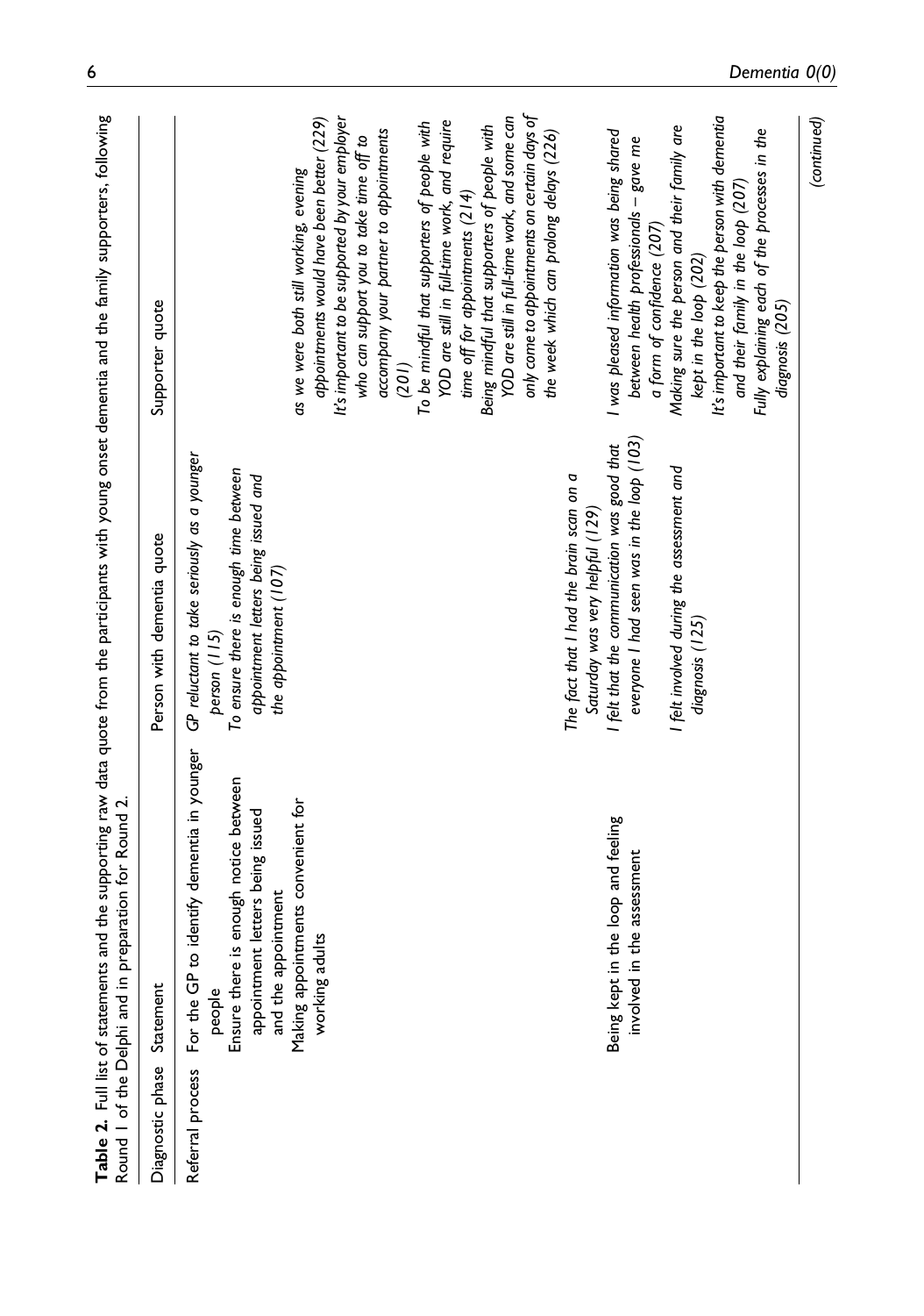**Table 2.** Full list of statements and the supporting raw data quote from the participants with young onset dementia and the family supporters, following Round 1 of the Delphi and in preparation for Round 2.

| Diagnostic phase | Statement | Person with dementia quote | Supporter quote |
|---|---|---|---|
| Referral process | For the GP to identify dementia in younger people | *GP reluctant to take seriously as a younger person (115)* | |
| | Ensure there is enough notice between appointment letters being issued and the appointment | *To ensure there is enough time between appointment letters being issued and the appointment (107)* | |
| | Making appointments convenient for working adults | | *as we were both still working, evening appointments would have been better (229)* |
| | | | *It's important to be supported by your employer who can support you to take time off to accompany your partner to appointments (201)* |
| | | | *To be mindful that supporters of people with YOD are still in full-time work, and require time off for appointments (214)* |
| | | | *Being mindful that supporters of people with YOD are still in full-time work, and some can only come to appointments on certain days of the week which can prolong delays (226)* |
| | | *The fact that I had the brain scan on a Saturday was very helpful (129)* | |
| | Being kept in the loop and feeling involved in the assessment | *I felt that the communication was good that everyone I had seen was in the loop (103)* | *I was pleased information was being shared between health professionals – gave me a form of confidence (207)* |
| | | *I felt involved during the assessment and diagnosis (125)* | *Making sure the person and their family are kept in the loop (202)* |
| | | | *It's important to keep the person with dementia and their family in the loop (207)* |
| | | | *Fully explaining each of the processes in the diagnosis (205)* |

(continued)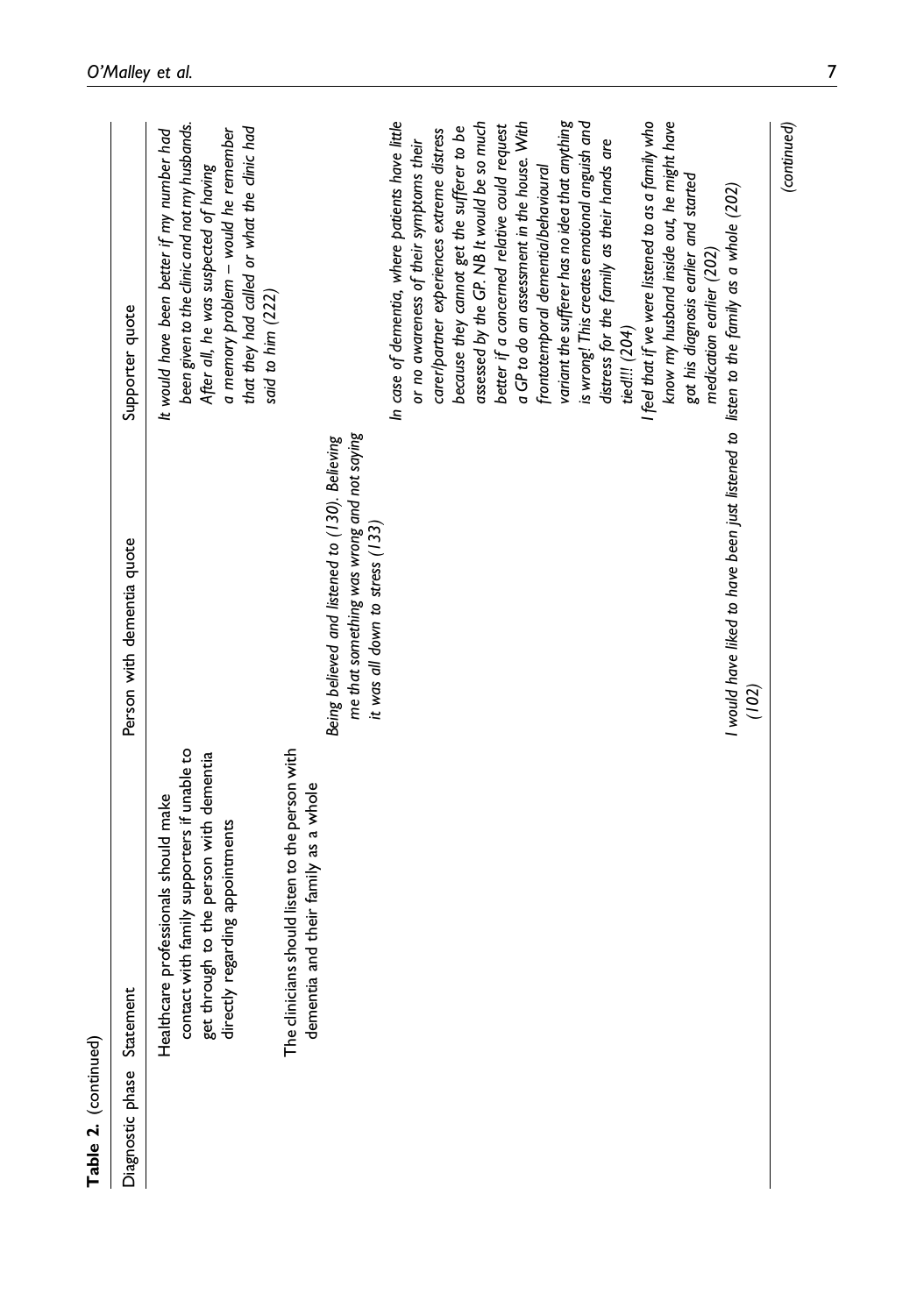**Table 2.** (continued)

| Diagnostic phase | Statement | Person with dementia quote | Supporter quote |
|---|---|---|---|
| | Healthcare professionals should make contact with family supporters if unable to get through to the person with dementia directly regarding appointments | | *It would have been better if my number had been given to the clinic and not my husbands. After all, he was suspected of having a memory problem – would he remember that they had called or what the clinic had said to him (222)* |
| | The clinicians should listen to the person with dementia and their family as a whole | *Being believed and listened to (130). Believing me that something was wrong and not saying it was all down to stress (133)* | |
| | | | *In case of dementia, where patients have little or no awareness of their symptoms their carer/partner experiences extreme distress because they cannot get the sufferer to be assessed by the GP. NB It would be so much better if a concerned relative could request a GP to do an assessment in the house. With frontotemporal dementia/behavioural variant the sufferer has no idea that anything is wrong! This creates emotional anguish and distress for the family as their hands are tied!!! (204)* |
| | | *I would have liked to have been just listened to (102)* | *I feel that if we were listened to as a family who know my husband inside out, he might have got his diagnosis earlier and started medication earlier (202)* |
| | | | *listen to the family as a whole (202)* |

(continued)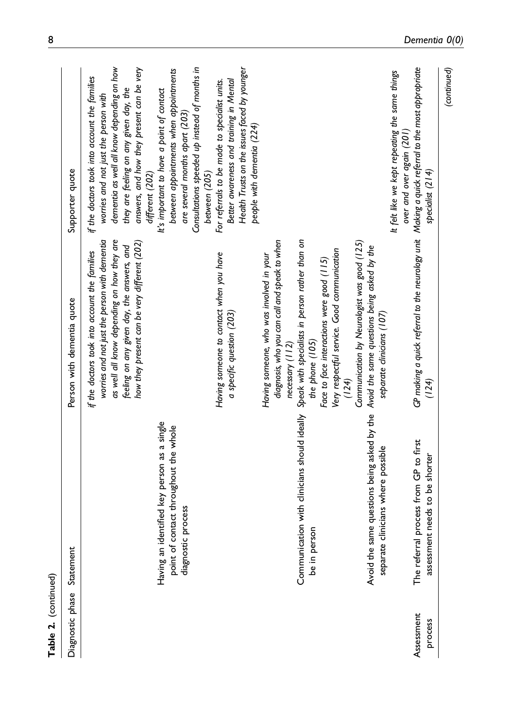**Table 2.** (continued)

| Diagnostic phase | Statement | Person with dementia quote | Supporter quote |
|---|---|---|---|
| | | *if the doctors took into account the families worries and not just the person with dementia as well all know depending on how they are feeling on any given day, the answers, and how they present can be very different (202)* | *if the doctors took into account the families worries and not just the person with dementia as well all know depending on how they are feeling on any given day, the answers, and how they present can be very different (202)* |
| | Having an identified key person as a single point of contact throughout the whole diagnostic process | *Having someone to contact when you have a specific question (203)* | *It's important to have a point of contact between appointments when appointments are several months apart (203)* <br> *Consultations speeded up instead of months in between (205)* |
| | | *Having someone, who was involved in your diagnosis, who you can call and speak to when necessary (112)* | *For referrals to be made to specialist units. Better awareness and training in Mental Health Trusts on the issues faced by younger people with dementia (224)* |
| | Communication with clinicians should ideally be in person | *Speak with specialists in person rather than on the phone (105)* <br> *Face to face interactions were good (115)* <br> *Very respectful service. Good communication (124)* <br> *Communication by Neurologist was good (125)* | |
| | Avoid the same questions being asked by the separate clinicians where possible | *Avoid the same questions being asked by the separate clinicians (107)* | *It felt like we kept repeating the same things over and over again (201)* |
| Assessment process | The referral process from GP to first assessment needs to be shorter | *GP making a quick referral to the neurology unit (124)* | *Making a quick referral to the most appropriate specialist (214)* |

(continued)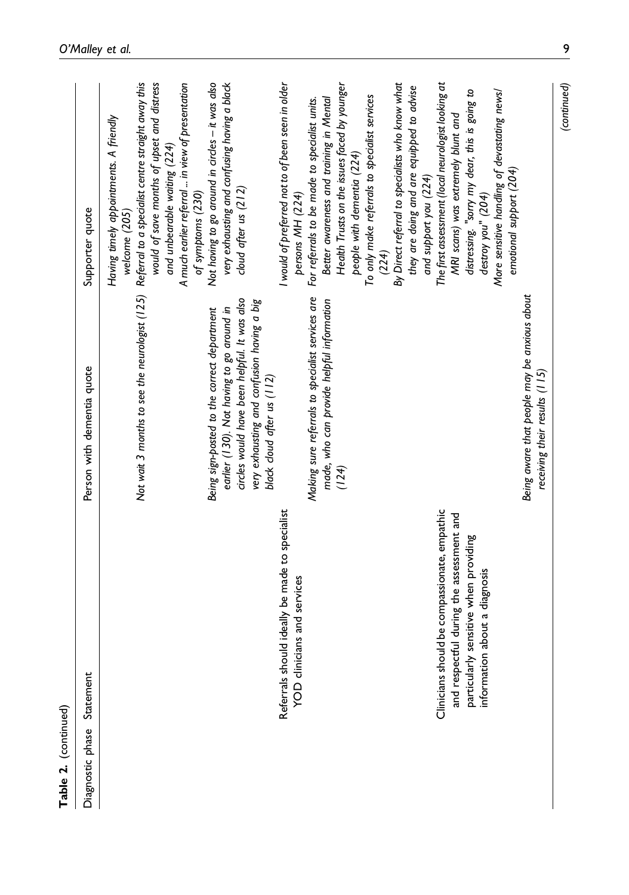**Table 2.** (continued)

| Diagnostic phase | Statement | Person with dementia quote | Supporter quote |
|---|---|---|---|
| | | | *Having timely appointments. A friendly welcome (205)* |
| | | *Not wait 3 months to see the neurologist (125)* | *Referral to a specialist centre straight away this would of save months of upset and distress and unbearable waiting (224)* |
| | | | *A much earlier referral ... in view of presentation of symptoms (230)* |
| | | *Being sign-posted to the correct department earlier (130). Not having to go around in circles would have been helpful. It was also very exhausting and confusing having a big black cloud after us (112)* | *Not having to go around in circles – it was also very exhausting and confusing having a black cloud after us (212)* |
| | Referrals should ideally be made to specialist YOD clinicians and services | | *I would of preferred not to of been seen in older persons MH (224)* |
| | | *Making sure referrals to specialist services are made, who can provide helpful information (124)* | *For referrals to be made to specialist units. Better awareness and training in Mental Health Trusts on the issues faced by younger people with dementia (224)* |
| | | | *To only make referrals to specialist services (224)* |
| | | | *By Direct referral to specialists who know what they are doing and are equipped to advise and support you (224)* |
| | Clinicians should be compassionate, empathic and respectful during the assessment and particularly sensitive when providing information about a diagnosis | | *The first assessment (local neurologist looking at MRI scans) was extremely blunt and distressing. "sorry my dear, this is going to destroy you" (204)* |
| | | *Being aware that people may be anxious about receiving their results (115)* | *More sensitive handling of devastating news/ emotional support (204)* |

(continued)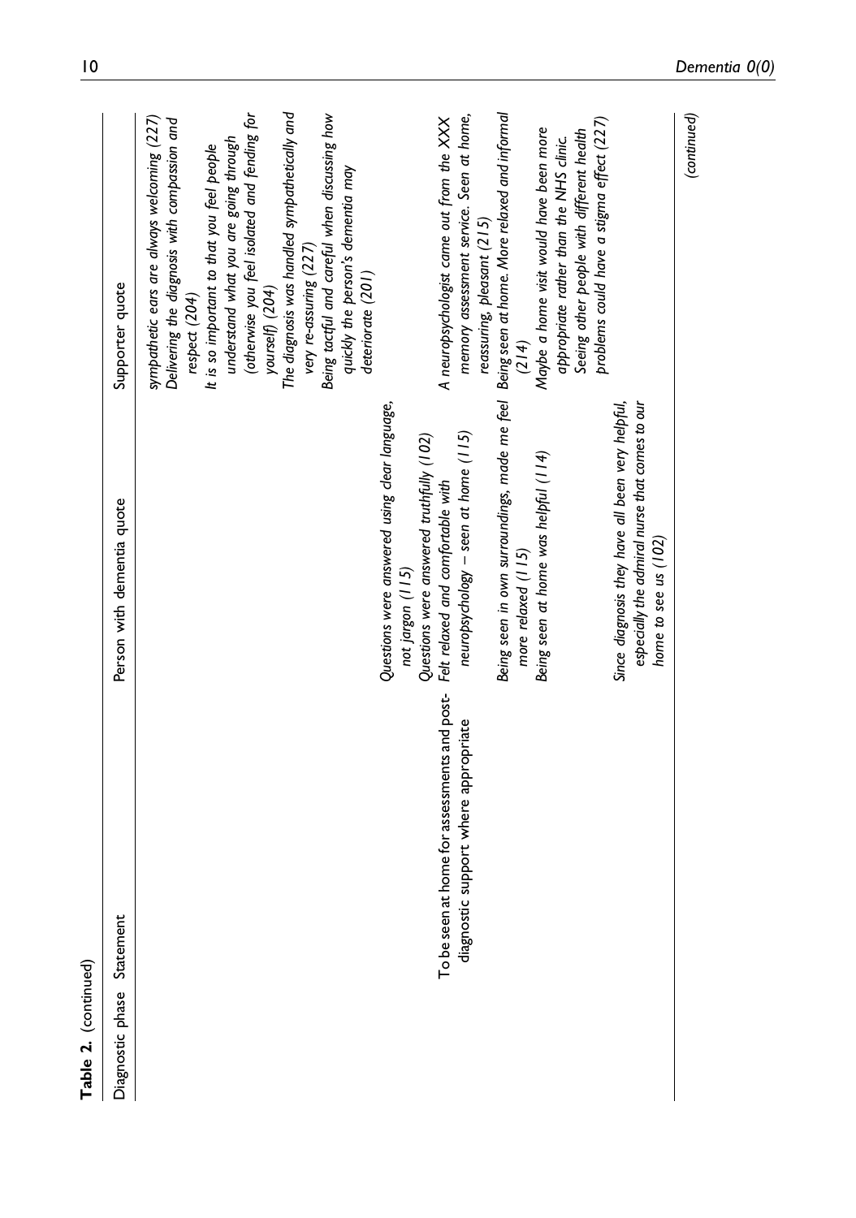**Table 2.** (continued)

| Diagnostic phase | Statement | Person with dementia quote | Supporter quote |
|---|---|---|---|
| | | | *sympathetic ears are always welcoming (227)* |
| | | | *Delivering the diagnosis with compassion and respect (204)* |
| | | | *It is so important to that you feel people understand what you are going through (otherwise you feel isolated and fending for yourself) (204)* |
| | | | *The diagnosis was handled sympathetically and very re-assuring (227)* |
| | | | *Being tactful and careful when discussing how quickly the person's dementia may deteriorate (201)* |
| | | *Questions were answered using clear language, not jargon (115)* | |
| | | *Questions were answered truthfully (102)* | |
| | To be seen at home for assessments and post-diagnostic support where appropriate | *Felt relaxed and comfortable with neuropsychology – seen at home (115)* | *A neuropsychologist came out from the XXX memory assessment service. Seen at home, reassuring, pleasant (215)* |
| | | *Being seen in own surroundings, made me feel more relaxed (115)* | *Being seen at home. More relaxed and informal (214)* |
| | | *Being seen at home was helpful (114)* | *Maybe a home visit would have been more appropriate rather than the NHS clinic. Seeing other people with different health problems could have a stigma effect (227)* |
| | | *Since diagnosis they have all been very helpful, especially the admiral nurse that comes to our home to see us (102)* | |

(continued)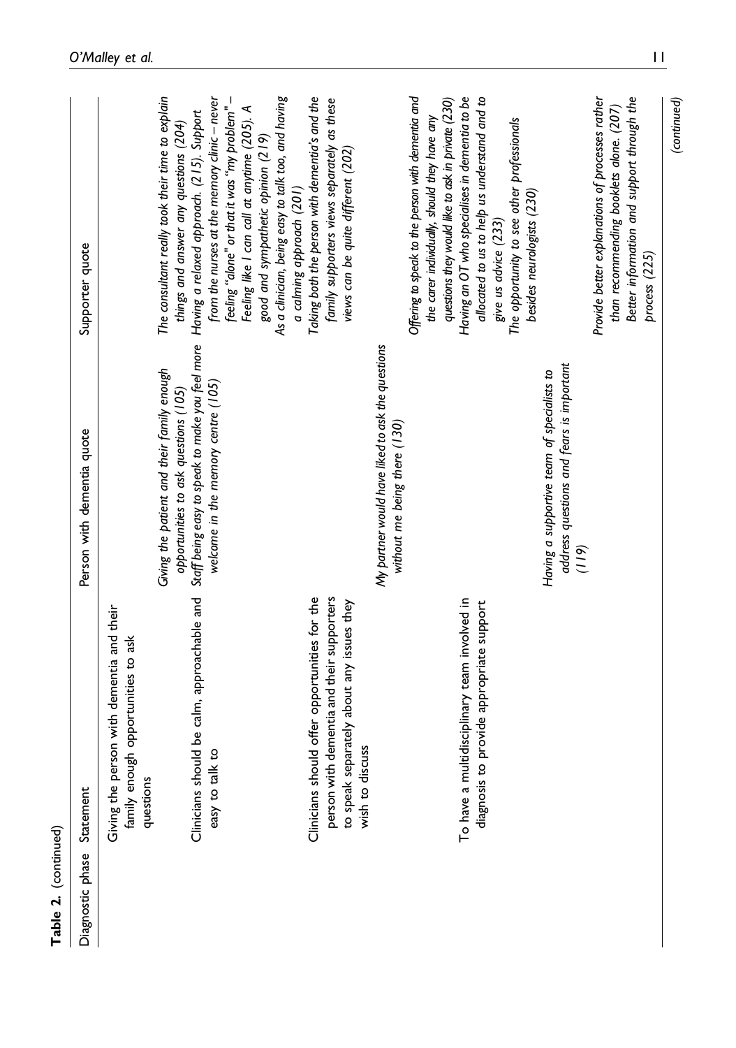**Table 2.** (continued)

| Diagnostic phase | Statement | Person with dementia quote | Supporter quote |
|---|---|---|---|
| | Giving the person with dementia and their family enough opportunities to ask questions | *Giving the patient and their family enough opportunities to ask questions (105)* | *The consultant really took their time to explain things and answer any questions (204)* |
| | Clinicians should be calm, approachable and easy to talk to | *Staff being easy to speak to make you feel more welcome in the memory centre (105)* | *Having a relaxed approach. (215). Support from the nurses at the memory clinic – never feeling "alone" or that it was "my problem" – Feeling like I can call at anytime (205). A good and sympathetic opinion (219)*<br>*As a clinician, being easy to talk too, and having a calming approach (201)* |
| | Clinicians should offer opportunities for the person with dementia and their supporters to speak separately about any issues they wish to discuss | *My partner would have liked to ask the questions without me being there (130)* | *Taking both the person with dementia's and the family supporters views separately as these views can be quite different (202)*<br>*Offering to speak to the person with dementia and the carer individually, should they have any questions they would like to ask in private (230)* |
| | To have a multidisciplinary team involved in diagnosis to provide appropriate support | *Having a supportive team of specialists to address questions and fears is important (119)* | *Having an OT who specialises in dementia to be allocated to us to help us understand and to give us advice (233)*<br>*The opportunity to see other professionals besides neurologists (230)*<br>*Provide better explanations of processes rather than recommending booklets alone. (207) Better information and support through the process (225)* |

(continued)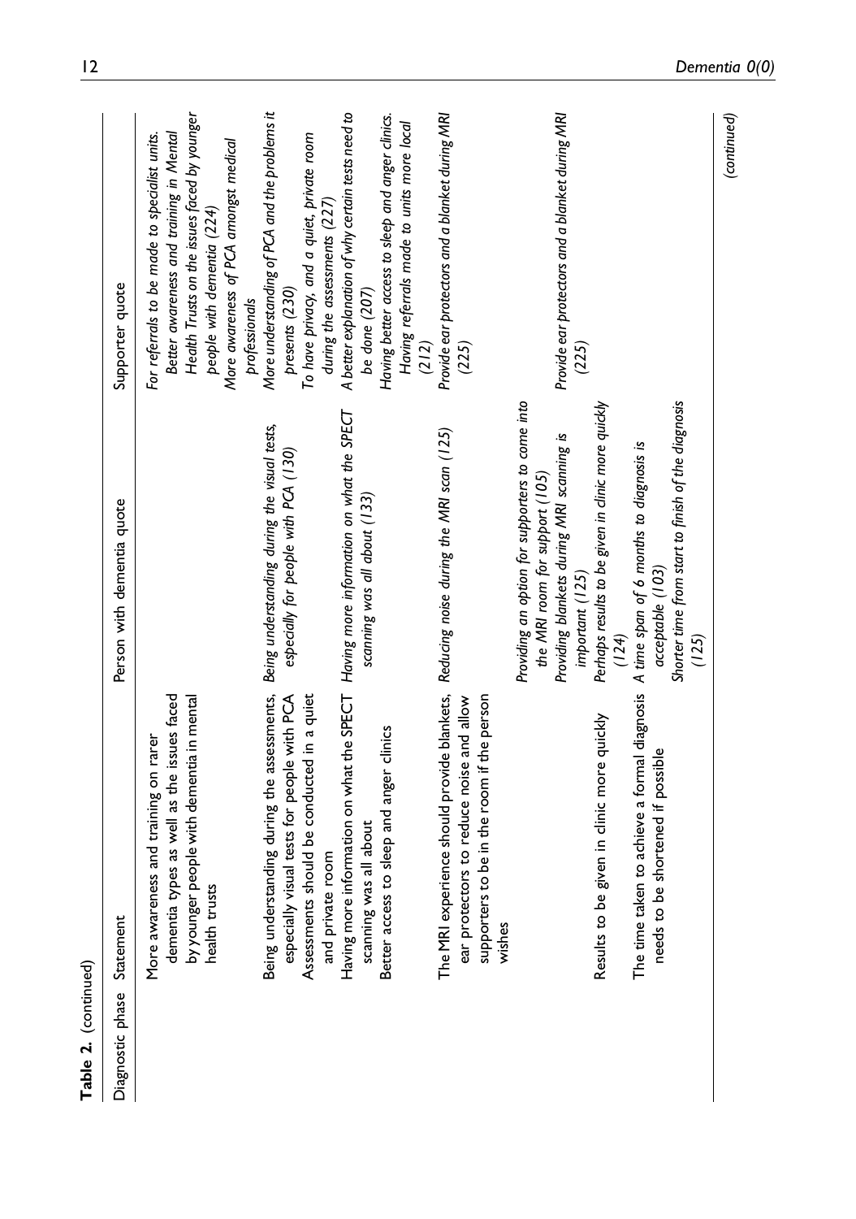**Table 2.** (continued)

| Diagnostic phase | Statement | Person with dementia quote | Supporter quote |
|---|---|---|---|
| | More awareness and training on rarer dementia types as well as the issues faced by younger people with dementia in mental health trusts | | *For referrals to be made to specialist units. Better awareness and training in Mental Health Trusts on the issues faced by younger people with dementia (224)*<br>*More awareness of PCA amongst medical professionals* |
| | Being understanding during the assessments, especially visual tests for people with PCA | *Being understanding during the visual tests, especially for people with PCA (130)* | *More understanding of PCA and the problems it presents (230)* |
| | Assessments should be conducted in a quiet and private room | | *To have privacy, and a quiet, private room during the assessments (227)* |
| | Having more information on what the SPECT scanning was all about | *Having more information on what the SPECT scanning was all about (133)* | *A better explanation of why certain tests need to be done (207)* |
| | Better access to sleep and anger clinics | | *Having better access to sleep and anger clinics. Having referrals made to units more local (212)* |
| | The MRI experience should provide blankets, ear protectors to reduce noise and allow supporters to be in the room if the person wishes | *Reducing noise during the MRI scan (125)*<br>*Providing an option for supporters to come into the MRI room for support (105)*<br>*Providing blankets during MRI scanning is important (125)* | *Provide ear protectors and a blanket during MRI (225)*<br>*Provide ear protectors and a blanket during MRI (225)* |
| | Results to be given in clinic more quickly | *Perhaps results to be given in clinic more quickly (124)* | |
| | The time taken to achieve a formal diagnosis needs to be shortened if possible | *A time span of 6 months to diagnosis is acceptable (103)*<br>*Shorter time from start to finish of the diagnosis (125)* | |

(continued)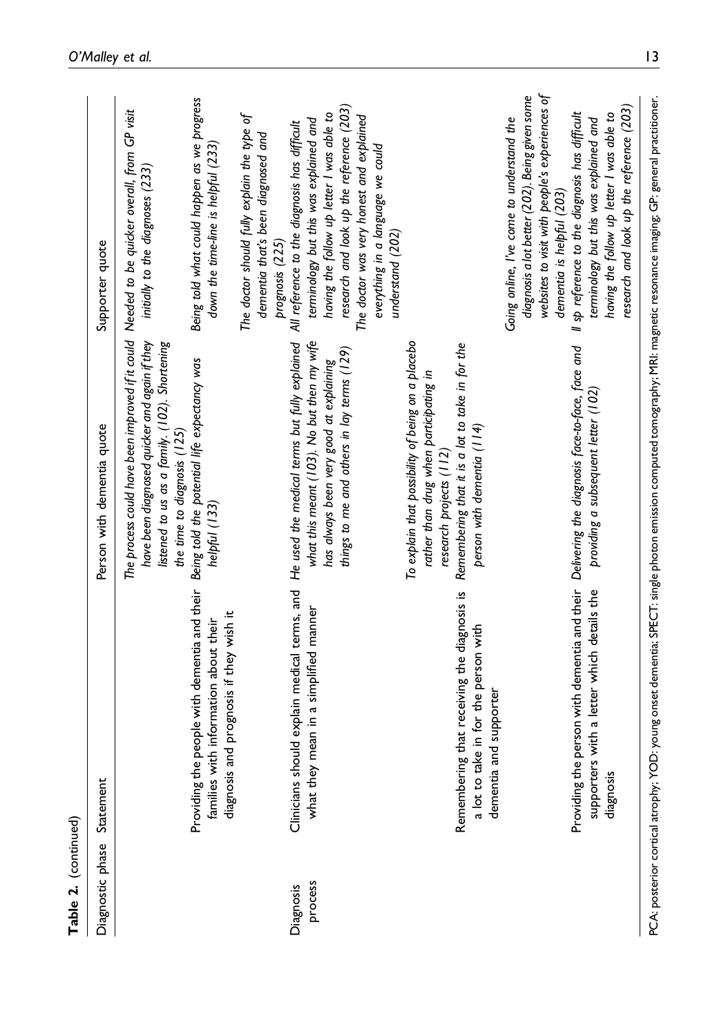**Table 2.** (continued)

| Diagnostic phase | Statement | Person with dementia quote | Supporter quote |
|---|---|---|---|
| | | *The process could have been improved if it could have been diagnosed quicker and again if they listened to us as a family. (102). Shortening the time to diagnosis (125)* | *Needed to be quicker overall, from GP visit initially to the diagnoses (233)* |
| | Providing the people with dementia and their families with information about their diagnosis and prognosis if they wish it | *Being told the potential life expectancy was helpful (133)* | *Being told what could happen as we progress down the time-line is helpful (233)*<br>*The doctor should fully explain the type of dementia that's been diagnosed and prognosis (225)* |
| Diagnosis process | Clinicians should explain medical terms, and what they mean in a simplified manner | *He used the medical terms but fully explained what this meant (103). No but then my wife has always been very good at explaining things to me and others in lay terms (129)* | *All reference to the diagnosis has difficult terminology but this was explained and having the follow up letter I was able to research and look up the reference (203)*<br>*The doctor was very honest and explained everything in a language we could understand (202)* |
| | | *To explain that possibility of being on a placebo rather than drug when participating in research projects (112)* | |
| | Remembering that receiving the diagnosis is a lot to take in for the person with dementia and supporter | *Remembering that it is a lot to take in for the person with dementia (114)* | |
| | | | *Going online, I've come to understand the diagnosis a lot better (202). Being given some websites to visit with people's experiences of dementia is helpful (203)* |
| | Providing the person with dementia and their supporters with a letter which details the diagnosis | *Delivering the diagnosis face-to-face, face and providing a subsequent letter (102)* | *ll sp reference to the diagnosis has difficult terminology but this was explained and having the follow up letter I was able to research and look up the reference (203)* |

PCA: posterior cortical atrophy; YOD: young onset dementia; SPECT: single photon emission computed tomography; MRI: magnetic resonance imaging; GP: general practitioner.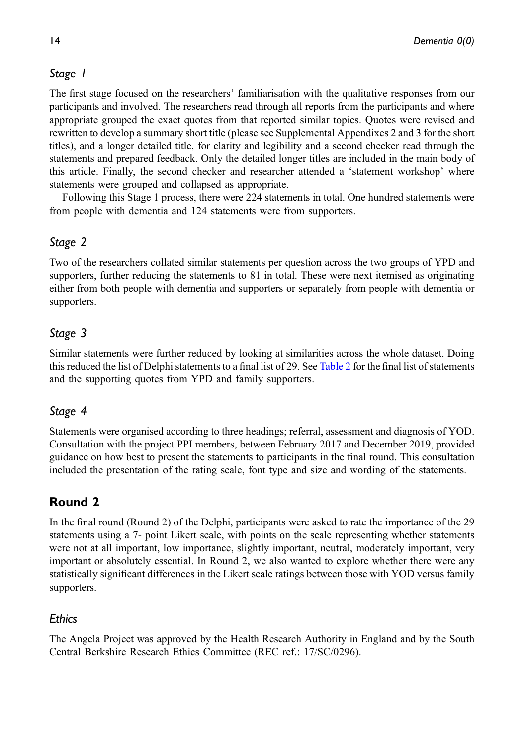### Stage 1

The first stage focused on the researchers' familiarisation with the qualitative responses from our participants and involved. The researchers read through all reports from the participants and where appropriate grouped the exact quotes from that reported similar topics. Quotes were revised and rewritten to develop a summary short title (please see Supplemental Appendixes 2 and 3 for the short titles), and a longer detailed title, for clarity and legibility and a second checker read through the statements and prepared feedback. Only the detailed longer titles are included in the main body of this article. Finally, the second checker and researcher attended a 'statement workshop' where statements were grouped and collapsed as appropriate.

Following this Stage 1 process, there were 224 statements in total. One hundred statements were from people with dementia and 124 statements were from supporters.

### Stage 2

Two of the researchers collated similar statements per question across the two groups of YPD and supporters, further reducing the statements to 81 in total. These were next itemised as originating either from both people with dementia and supporters or separately from people with dementia or supporters.

### Stage 3

Similar statements were further reduced by looking at similarities across the whole dataset. Doing this reduced the list of Delphi statements to a final list of 29. See Table 2 for the final list of statements and the supporting quotes from YPD and family supporters.

### Stage 4

Statements were organised according to three headings; referral, assessment and diagnosis of YOD. Consultation with the project PPI members, between February 2017 and December 2019, provided guidance on how best to present the statements to participants in the final round. This consultation included the presentation of the rating scale, font type and size and wording of the statements.

## Round 2

In the final round (Round 2) of the Delphi, participants were asked to rate the importance of the 29 statements using a 7- point Likert scale, with points on the scale representing whether statements were not at all important, low importance, slightly important, neutral, moderately important, very important or absolutely essential. In Round 2, we also wanted to explore whether there were any statistically significant differences in the Likert scale ratings between those with YOD versus family supporters.

### Ethics

The Angela Project was approved by the Health Research Authority in England and by the South Central Berkshire Research Ethics Committee (REC ref.: 17/SC/0296).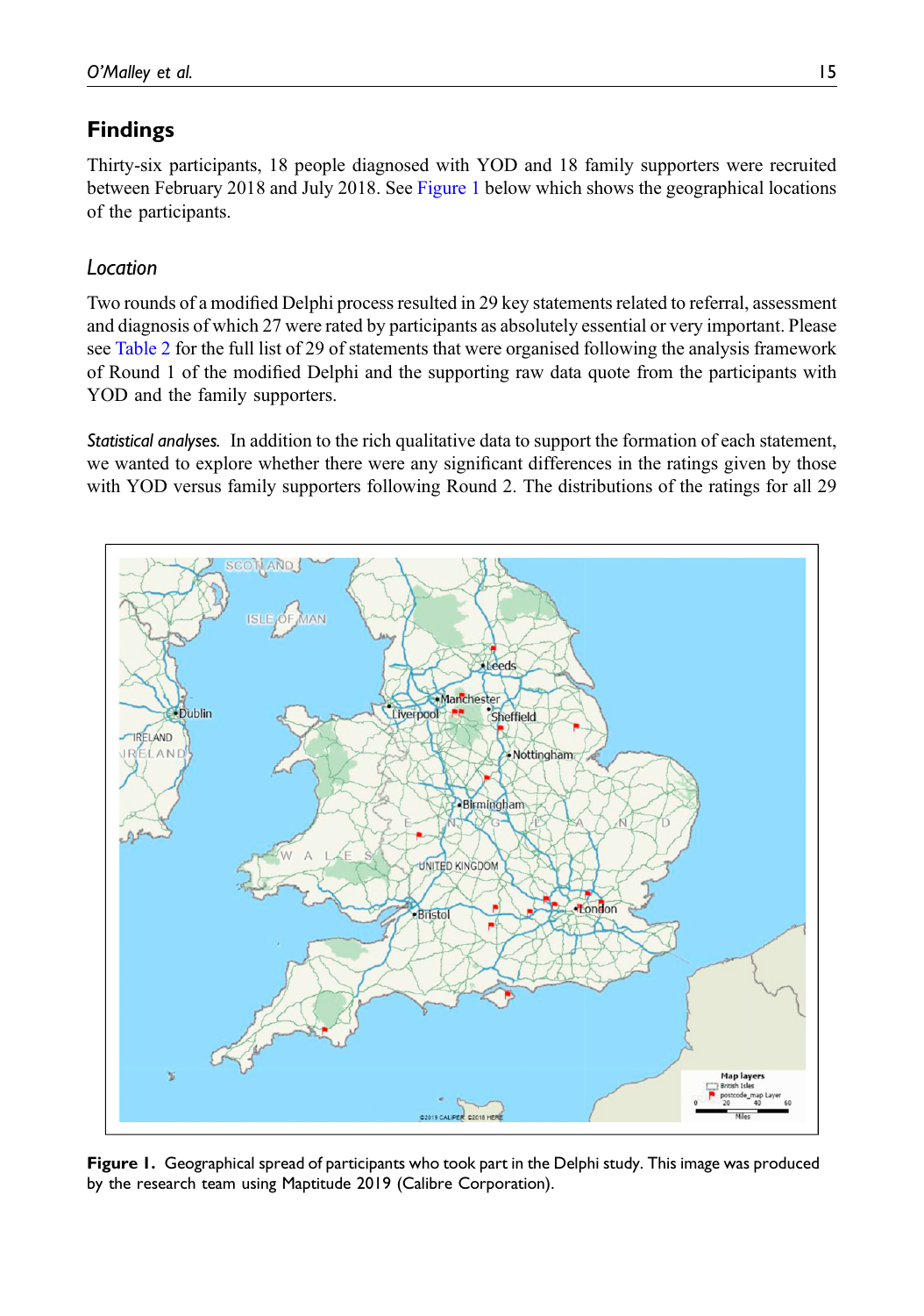## Findings

Thirty-six participants, 18 people diagnosed with YOD and 18 family supporters were recruited between February 2018 and July 2018. See Figure 1 below which shows the geographical locations of the participants.

### *Location*

Two rounds of a modified Delphi process resulted in 29 key statements related to referral, assessment and diagnosis of which 27 were rated by participants as absolutely essential or very important. Please see Table 2 for the full list of 29 of statements that were organised following the analysis framework of Round 1 of the modified Delphi and the supporting raw data quote from the participants with YOD and the family supporters.

*Statistical analyses.* In addition to the rich qualitative data to support the formation of each statement, we wanted to explore whether there were any significant differences in the ratings given by those with YOD versus family supporters following Round 2. The distributions of the ratings for all 29

**Figure 1.** Geographical spread of participants who took part in the Delphi study. This image was produced by the research team using Maptitude 2019 (Calibre Corporation).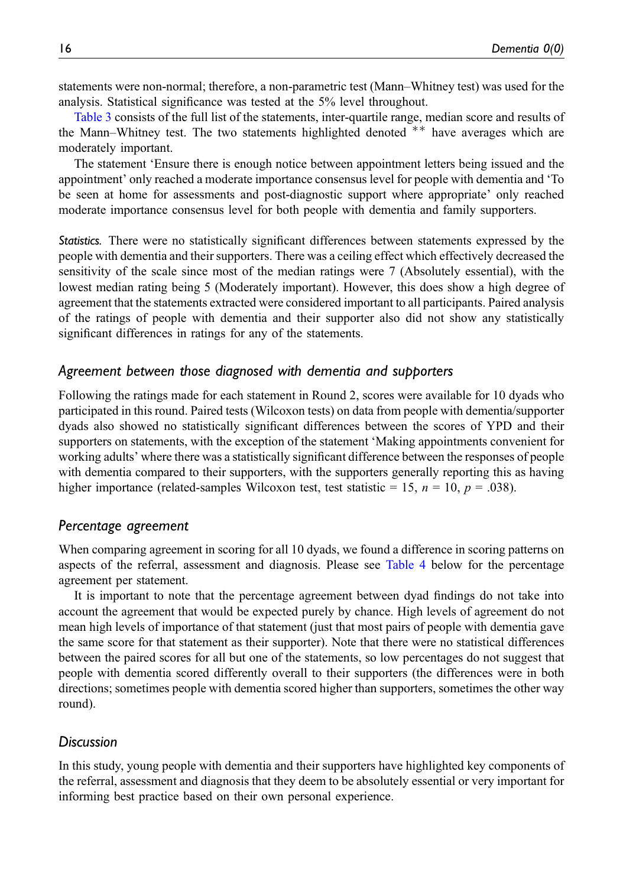statements were non-normal; therefore, a non-parametric test (Mann–Whitney test) was used for the analysis. Statistical significance was tested at the 5% level throughout.

Table 3 consists of the full list of the statements, inter-quartile range, median score and results of the Mann–Whitney test. The two statements highlighted denoted ** have averages which are moderately important.

The statement 'Ensure there is enough notice between appointment letters being issued and the appointment' only reached a moderate importance consensus level for people with dementia and 'To be seen at home for assessments and post-diagnostic support where appropriate' only reached moderate importance consensus level for both people with dementia and family supporters.

*Statistics.* There were no statistically significant differences between statements expressed by the people with dementia and their supporters. There was a ceiling effect which effectively decreased the sensitivity of the scale since most of the median ratings were 7 (Absolutely essential), with the lowest median rating being 5 (Moderately important). However, this does show a high degree of agreement that the statements extracted were considered important to all participants. Paired analysis of the ratings of people with dementia and their supporter also did not show any statistically significant differences in ratings for any of the statements.

### Agreement between those diagnosed with dementia and supporters

Following the ratings made for each statement in Round 2, scores were available for 10 dyads who participated in this round. Paired tests (Wilcoxon tests) on data from people with dementia/supporter dyads also showed no statistically significant differences between the scores of YPD and their supporters on statements, with the exception of the statement 'Making appointments convenient for working adults' where there was a statistically significant difference between the responses of people with dementia compared to their supporters, with the supporters generally reporting this as having higher importance (related-samples Wilcoxon test, test statistic = 15, $n$ = 10, $p$ = .038).

### Percentage agreement

When comparing agreement in scoring for all 10 dyads, we found a difference in scoring patterns on aspects of the referral, assessment and diagnosis. Please see Table 4 below for the percentage agreement per statement.

It is important to note that the percentage agreement between dyad findings do not take into account the agreement that would be expected purely by chance. High levels of agreement do not mean high levels of importance of that statement (just that most pairs of people with dementia gave the same score for that statement as their supporter). Note that there were no statistical differences between the paired scores for all but one of the statements, so low percentages do not suggest that people with dementia scored differently overall to their supporters (the differences were in both directions; sometimes people with dementia scored higher than supporters, sometimes the other way round).

## Discussion

In this study, young people with dementia and their supporters have highlighted key components of the referral, assessment and diagnosis that they deem to be absolutely essential or very important for informing best practice based on their own personal experience.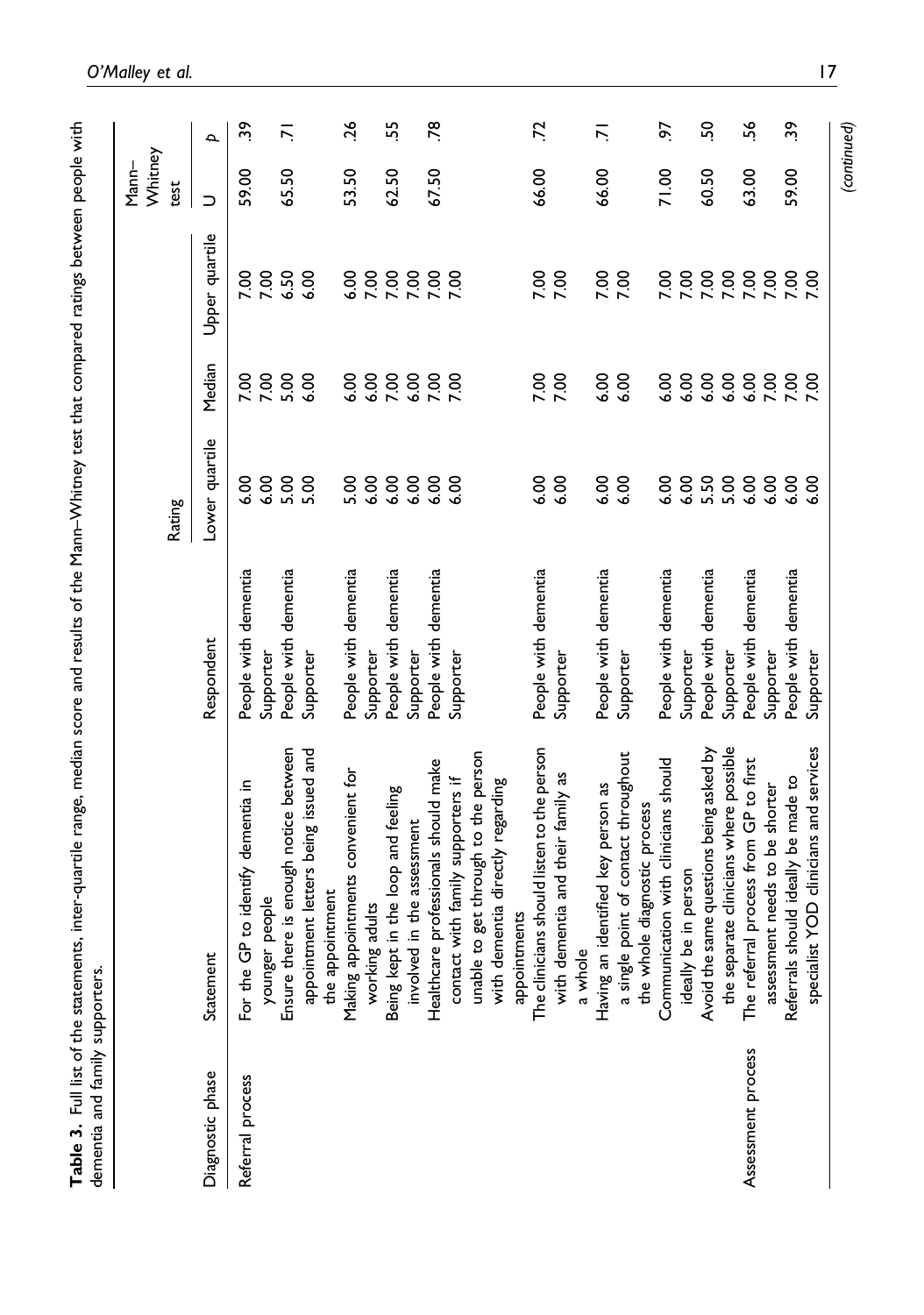**Table 3.** Full list of the statements, inter-quartile range, median score and results of the Mann–Whitney test that compared ratings between people with dementia and family supporters.

| Diagnostic phase | Statement | Respondent | Rating | | | Mann–Whitney test | |
|---|---|---|---|---|---|---|---|
| | | | Lower quartile | Median | Upper quartile | U | p |
| Referral process | For the GP to identify dementia in younger people | People with dementia | 6.00 | 7.00 | 7.00 | 59.00 | .39 |
| | | Supporter | 6.00 | 7.00 | 7.00 | | |
| | Ensure there is enough notice between appointment letters being issued and the appointment | People with dementia | 5.00 | 5.00 | 6.50 | 65.50 | .71 |
| | | Supporter | 5.00 | 6.00 | 6.00 | | |
| | Making appointments convenient for working adults | People with dementia | 5.00 | 6.00 | 6.00 | 53.50 | .26 |
| | | Supporter | 6.00 | 6.00 | 7.00 | | |
| | Being kept in the loop and feeling involved in the assessment | People with dementia | 6.00 | 7.00 | 7.00 | 62.50 | .55 |
| | | Supporter | 6.00 | 6.00 | 7.00 | | |
| | Healthcare professionals should make contact with family supporters if unable to get through to the person with dementia directly regarding appointments | People with dementia | 6.00 | 7.00 | 7.00 | 67.50 | .78 |
| | | Supporter | 6.00 | 7.00 | 7.00 | | |
| | The clinicians should listen to the person with dementia and their family as a whole | People with dementia | 6.00 | 7.00 | 7.00 | 66.00 | .72 |
| | | Supporter | 6.00 | 7.00 | 7.00 | | |
| | Having an identified key person as a single point of contact throughout the whole diagnostic process | People with dementia | 6.00 | 6.00 | 7.00 | 66.00 | .71 |
| | | Supporter | 6.00 | 6.00 | 7.00 | | |
| | Communication with clinicians should ideally be in person | People with dementia | 6.00 | 6.00 | 7.00 | 71.00 | .97 |
| | | Supporter | 6.00 | 6.00 | 7.00 | | |
| | Avoid the same questions being asked by the separate clinicians where possible | People with dementia | 5.50 | 6.00 | 7.00 | 60.50 | .50 |
| | | Supporter | 5.00 | 6.00 | 7.00 | | |
| Assessment process | The referral process from GP to first assessment needs to be shorter | People with dementia | 6.00 | 6.00 | 7.00 | 63.00 | .56 |
| | | Supporter | 6.00 | 7.00 | 7.00 | | |
| | Referrals should ideally be made to specialist YOD clinicians and services | People with dementia | 6.00 | 7.00 | 7.00 | 59.00 | .39 |
| | | Supporter | 6.00 | 7.00 | 7.00 | | |

(continued)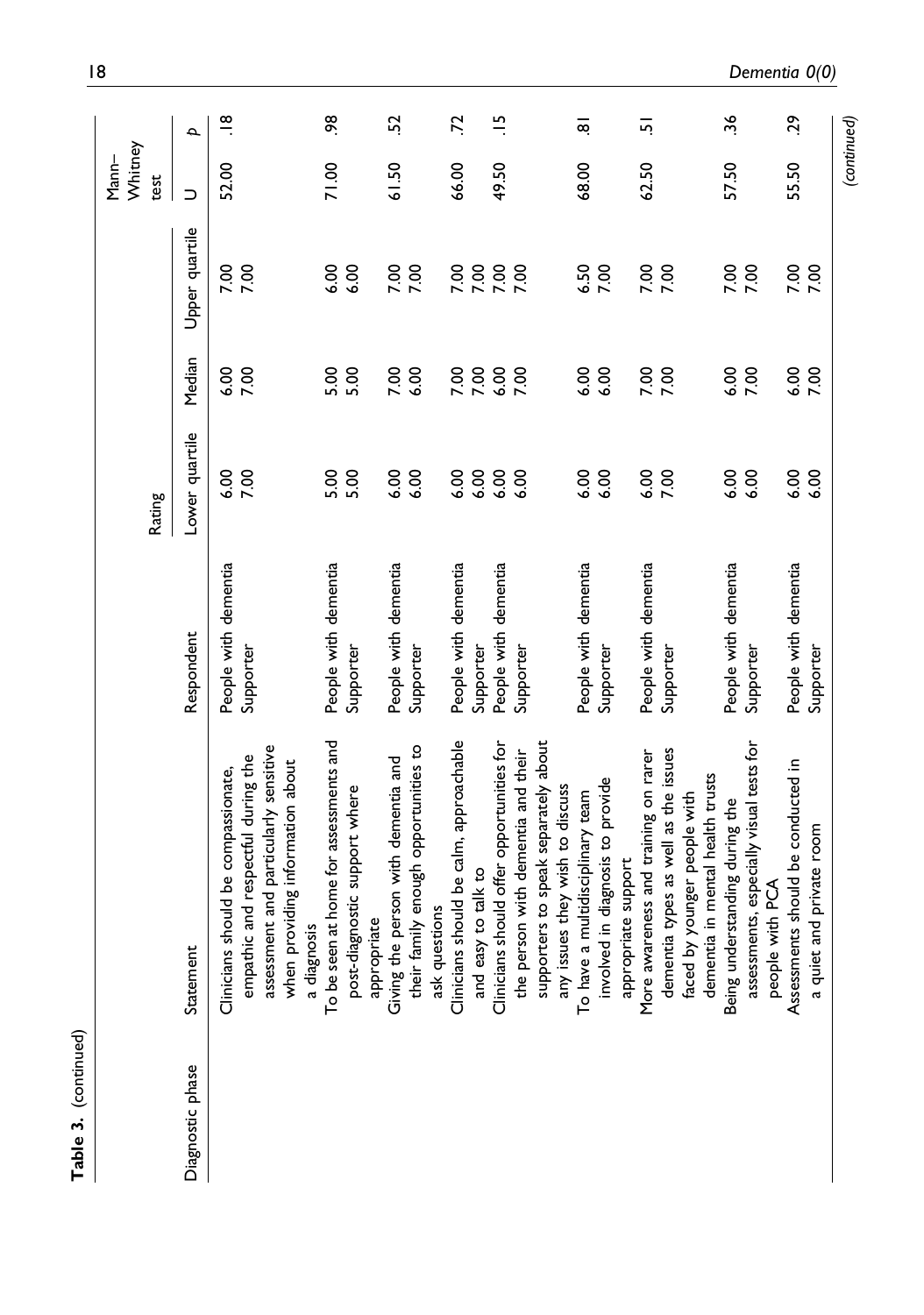**Table 3.** (continued)

| Diagnostic phase | Statement | Respondent | Rating | | | Mann–Whitney test | |
|---|---|---|---|---|---|---|---|
| | | | Lower quartile | Median | Upper quartile | U | p |
| | Clinicians should be compassionate, empathic and respectful during the assessment and particularly sensitive when providing information about a diagnosis | People with dementia | 6.00 | 6.00 | 7.00 | 52.00 | .18 |
| | | Supporter | 7.00 | 7.00 | 7.00 | | |
| | To be seen at home for assessments and post-diagnostic support where appropriate | People with dementia | 5.00 | 5.00 | 6.00 | 71.00 | .98 |
| | | Supporter | 5.00 | 5.00 | 6.00 | | |
| | Giving the person with dementia and their family enough opportunities to ask questions | People with dementia | 6.00 | 7.00 | 7.00 | 61.50 | .52 |
| | | Supporter | 6.00 | 6.00 | 7.00 | | |
| | Clinicians should be calm, approachable and easy to talk to | People with dementia | 6.00 | 7.00 | 7.00 | 66.00 | .72 |
| | | Supporter | 6.00 | 7.00 | 7.00 | | |
| | Clinicians should offer opportunities for the person with dementia and their supporters to speak separately about any issues they wish to discuss | People with dementia | 6.00 | 6.00 | 7.00 | 49.50 | .15 |
| | | Supporter | 6.00 | 7.00 | 7.00 | | |
| | To have a multidisciplinary team involved in diagnosis to provide appropriate support | People with dementia | 6.00 | 6.00 | 6.50 | 68.00 | .81 |
| | | Supporter | 6.00 | 6.00 | 7.00 | | |
| | More awareness and training on rarer dementia types as well as the issues faced by younger people with dementia in mental health trusts | People with dementia | 6.00 | 7.00 | 7.00 | 62.50 | .51 |
| | | Supporter | 7.00 | 7.00 | 7.00 | | |
| | Being understanding during the assessments, especially visual tests for people with PCA | People with dementia | 6.00 | 6.00 | 7.00 | 57.50 | .36 |
| | | Supporter | 6.00 | 7.00 | 7.00 | | |
| | Assessments should be conducted in a quiet and private room | People with dementia | 6.00 | 6.00 | 7.00 | 55.50 | .29 |
| | | Supporter | 6.00 | 7.00 | 7.00 | | |

(continued)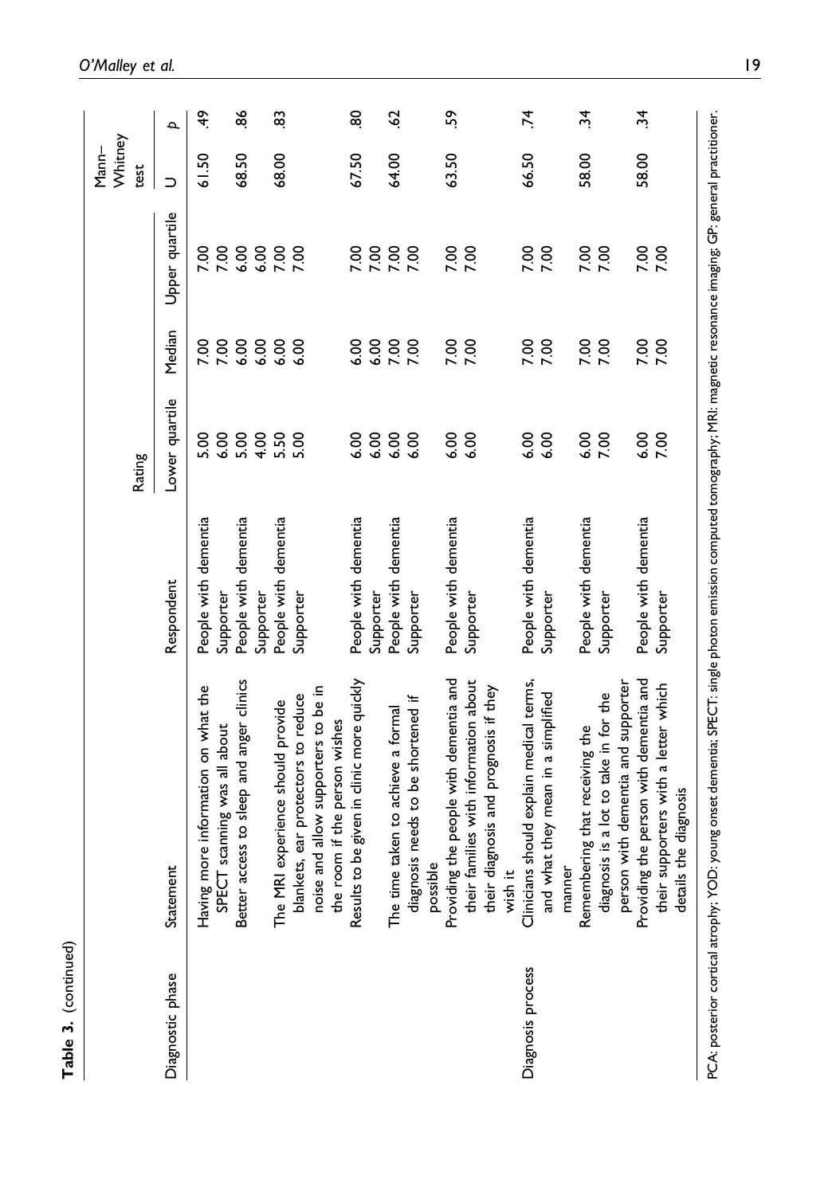**Table 3.** (continued)

| Diagnostic phase | Statement | Respondent | Rating | | | Mann–Whitney test | |
|---|---|---|---|---|---|---|---|
| | | | Lower quartile | Median | Upper quartile | U | p |
| | Having more information on what the SPECT scanning was all about | People with dementia | 5.00 | 7.00 | 7.00 | 61.50 | .49 |
| | | Supporter | 6.00 | 7.00 | 7.00 | | |
| | Better access to sleep and anger clinics | People with dementia | 5.00 | 6.00 | 6.00 | 68.50 | .86 |
| | | Supporter | 4.00 | 6.00 | 6.00 | | |
| | The MRI experience should provide blankets, ear protectors to reduce noise and allow supporters to be in the room if the person wishes | People with dementia | 5.50 | 6.00 | 7.00 | 68.00 | .83 |
| | | Supporter | 5.00 | 6.00 | 7.00 | | |
| | Results to be given in clinic more quickly | People with dementia | 6.00 | 6.00 | 7.00 | 67.50 | .80 |
| | | Supporter | 6.00 | 6.00 | 7.00 | | |
| | The time taken to achieve a formal diagnosis needs to be shortened if possible | People with dementia | 6.00 | 7.00 | 7.00 | 64.00 | .62 |
| | | Supporter | 6.00 | 7.00 | 7.00 | | |
| | Providing the people with dementia and their families with information about their diagnosis and prognosis if they wish it | People with dementia | 6.00 | 7.00 | 7.00 | 63.50 | .59 |
| | | Supporter | 6.00 | 7.00 | 7.00 | | |
| Diagnosis process | Clinicians should explain medical terms, and what they mean in a simplified manner | People with dementia | 6.00 | 7.00 | 7.00 | 66.50 | .74 |
| | | Supporter | 6.00 | 7.00 | 7.00 | | |
| | Remembering that receiving the diagnosis is a lot to take in for the person with dementia and supporter | People with dementia | 6.00 | 7.00 | 7.00 | 58.00 | .34 |
| | | Supporter | 7.00 | 7.00 | 7.00 | | |
| | Providing the person with dementia and their supporters with a letter which details the diagnosis | People with dementia | 6.00 | 7.00 | 7.00 | 58.00 | .34 |
| | | Supporter | 7.00 | 7.00 | 7.00 | | |

PCA: posterior cortical atrophy; YOD: young onset dementia; SPECT: single photon emission computed tomography; MRI: magnetic resonance imaging; GP: general practitioner.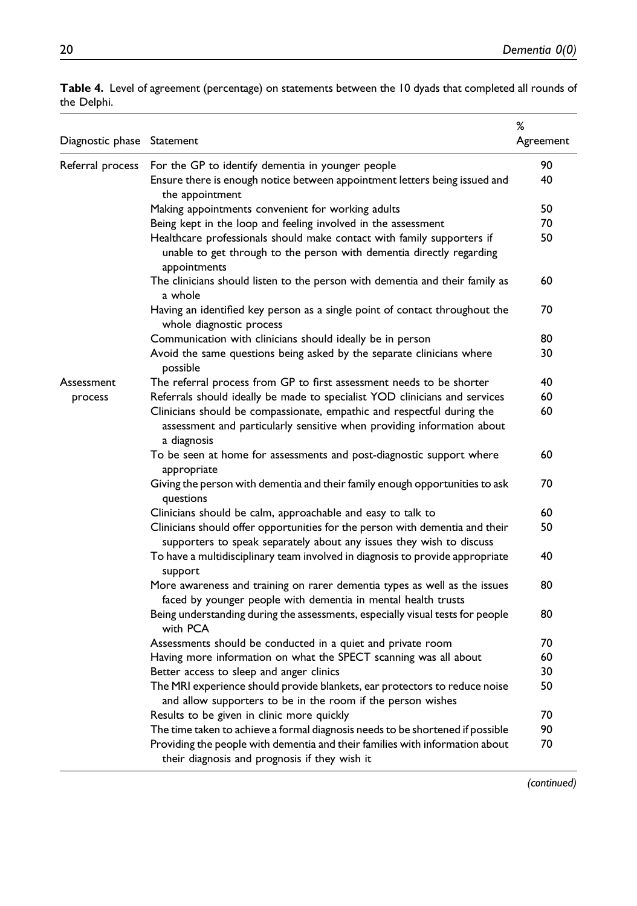**Table 4.** Level of agreement (percentage) on statements between the 10 dyads that completed all rounds of the Delphi.

| Diagnostic phase | Statement | % Agreement |
|---|---|---|
| Referral process | For the GP to identify dementia in younger people | 90 |
| | Ensure there is enough notice between appointment letters being issued and the appointment | 40 |
| | Making appointments convenient for working adults | 50 |
| | Being kept in the loop and feeling involved in the assessment | 70 |
| | Healthcare professionals should make contact with family supporters if unable to get through to the person with dementia directly regarding appointments | 50 |
| | The clinicians should listen to the person with dementia and their family as a whole | 60 |
| | Having an identified key person as a single point of contact throughout the whole diagnostic process | 70 |
| | Communication with clinicians should ideally be in person | 80 |
| | Avoid the same questions being asked by the separate clinicians where possible | 30 |
| Assessment process | The referral process from GP to first assessment needs to be shorter | 40 |
| | Referrals should ideally be made to specialist YOD clinicians and services | 60 |
| | Clinicians should be compassionate, empathic and respectful during the assessment and particularly sensitive when providing information about a diagnosis | 60 |
| | To be seen at home for assessments and post-diagnostic support where appropriate | 60 |
| | Giving the person with dementia and their family enough opportunities to ask questions | 70 |
| | Clinicians should be calm, approachable and easy to talk to | 60 |
| | Clinicians should offer opportunities for the person with dementia and their supporters to speak separately about any issues they wish to discuss | 50 |
| | To have a multidisciplinary team involved in diagnosis to provide appropriate support | 40 |
| | More awareness and training on rarer dementia types as well as the issues faced by younger people with dementia in mental health trusts | 80 |
| | Being understanding during the assessments, especially visual tests for people with PCA | 80 |
| | Assessments should be conducted in a quiet and private room | 70 |
| | Having more information on what the SPECT scanning was all about | 60 |
| | Better access to sleep and anger clinics | 30 |
| | The MRI experience should provide blankets, ear protectors to reduce noise and allow supporters to be in the room if the person wishes | 50 |
| | Results to be given in clinic more quickly | 70 |
| | The time taken to achieve a formal diagnosis needs to be shortened if possible | 90 |
| | Providing the people with dementia and their families with information about their diagnosis and prognosis if they wish it | 70 |

*(continued)*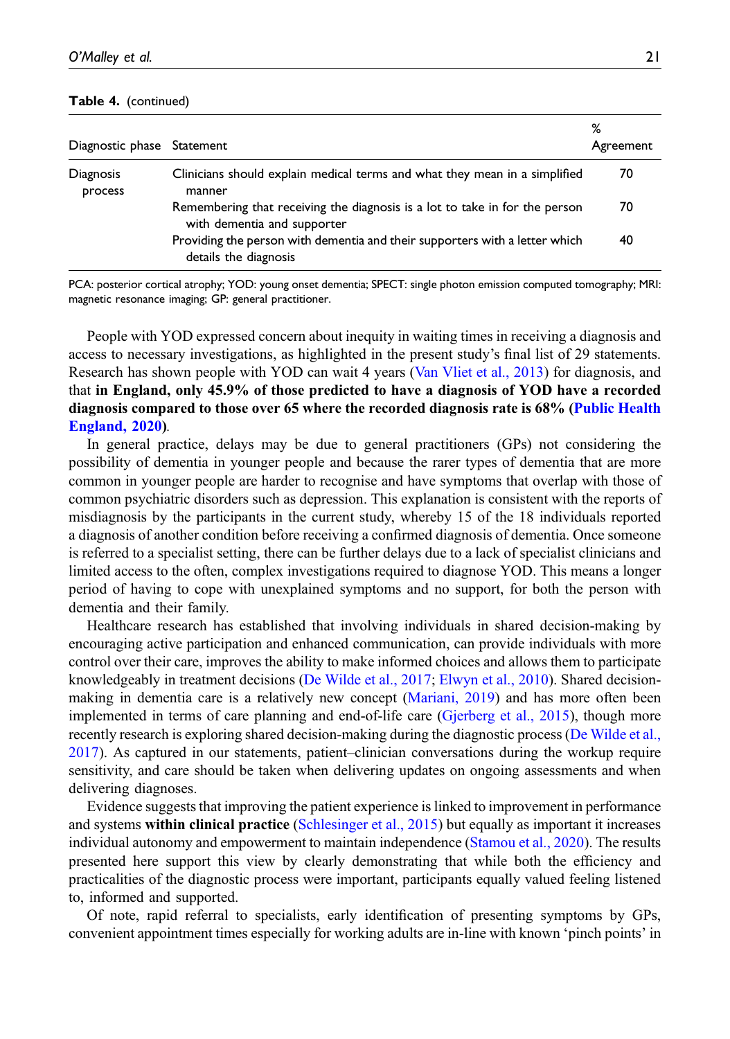**Table 4.** (continued)

| Diagnostic phase | Statement | % Agreement |
|---|---|---|
| Diagnosis process | Clinicians should explain medical terms and what they mean in a simplified manner | 70 |
| | Remembering that receiving the diagnosis is a lot to take in for the person with dementia and supporter | 70 |
| | Providing the person with dementia and their supporters with a letter which details the diagnosis | 40 |

PCA: posterior cortical atrophy; YOD: young onset dementia; SPECT: single photon emission computed tomography; MRI: magnetic resonance imaging; GP: general practitioner.

People with YOD expressed concern about inequity in waiting times in receiving a diagnosis and access to necessary investigations, as highlighted in the present study's final list of 29 statements. Research has shown people with YOD can wait 4 years (Van Vliet et al., 2013) for diagnosis, and that **in England, only 45.9% of those predicted to have a diagnosis of YOD have a recorded diagnosis compared to those over 65 where the recorded diagnosis rate is 68% (Public Health England, 2020)**.

In general practice, delays may be due to general practitioners (GPs) not considering the possibility of dementia in younger people and because the rarer types of dementia that are more common in younger people are harder to recognise and have symptoms that overlap with those of common psychiatric disorders such as depression. This explanation is consistent with the reports of misdiagnosis by the participants in the current study, whereby 15 of the 18 individuals reported a diagnosis of another condition before receiving a confirmed diagnosis of dementia. Once someone is referred to a specialist setting, there can be further delays due to a lack of specialist clinicians and limited access to the often, complex investigations required to diagnose YOD. This means a longer period of having to cope with unexplained symptoms and no support, for both the person with dementia and their family.

Healthcare research has established that involving individuals in shared decision-making by encouraging active participation and enhanced communication, can provide individuals with more control over their care, improves the ability to make informed choices and allows them to participate knowledgeably in treatment decisions (De Wilde et al., 2017; Elwyn et al., 2010). Shared decision-making in dementia care is a relatively new concept (Mariani, 2019) and has more often been implemented in terms of care planning and end-of-life care (Gjerberg et al., 2015), though more recently research is exploring shared decision-making during the diagnostic process (De Wilde et al., 2017). As captured in our statements, patient–clinician conversations during the workup require sensitivity, and care should be taken when delivering updates on ongoing assessments and when delivering diagnoses.

Evidence suggests that improving the patient experience is linked to improvement in performance and systems **within clinical practice** (Schlesinger et al., 2015) but equally as important it increases individual autonomy and empowerment to maintain independence (Stamou et al., 2020). The results presented here support this view by clearly demonstrating that while both the efficiency and practicalities of the diagnostic process were important, participants equally valued feeling listened to, informed and supported.

Of note, rapid referral to specialists, early identification of presenting symptoms by GPs, convenient appointment times especially for working adults are in-line with known 'pinch points' in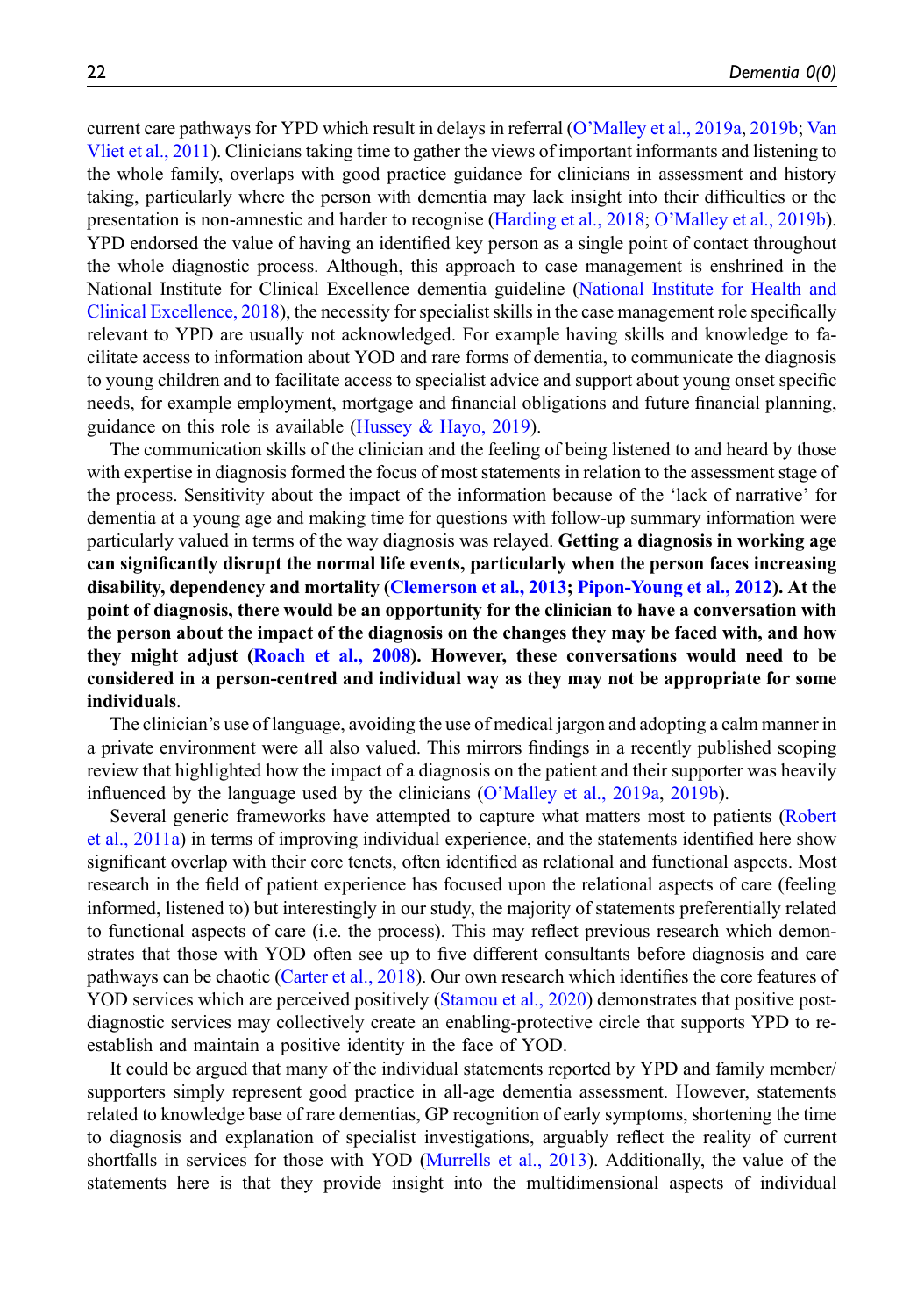current care pathways for YPD which result in delays in referral (O'Malley et al., 2019a, 2019b; Van Vliet et al., 2011). Clinicians taking time to gather the views of important informants and listening to the whole family, overlaps with good practice guidance for clinicians in assessment and history taking, particularly where the person with dementia may lack insight into their difficulties or the presentation is non-amnestic and harder to recognise (Harding et al., 2018; O'Malley et al., 2019b). YPD endorsed the value of having an identified key person as a single point of contact throughout the whole diagnostic process. Although, this approach to case management is enshrined in the National Institute for Clinical Excellence dementia guideline (National Institute for Health and Clinical Excellence, 2018), the necessity for specialist skills in the case management role specifically relevant to YPD are usually not acknowledged. For example having skills and knowledge to facilitate access to information about YOD and rare forms of dementia, to communicate the diagnosis to young children and to facilitate access to specialist advice and support about young onset specific needs, for example employment, mortgage and financial obligations and future financial planning, guidance on this role is available (Hussey & Hayo, 2019).

The communication skills of the clinician and the feeling of being listened to and heard by those with expertise in diagnosis formed the focus of most statements in relation to the assessment stage of the process. Sensitivity about the impact of the information because of the 'lack of narrative' for dementia at a young age and making time for questions with follow-up summary information were particularly valued in terms of the way diagnosis was relayed. **Getting a diagnosis in working age can significantly disrupt the normal life events, particularly when the person faces increasing disability, dependency and mortality (Clemerson et al., 2013; Pipon-Young et al., 2012). At the point of diagnosis, there would be an opportunity for the clinician to have a conversation with the person about the impact of the diagnosis on the changes they may be faced with, and how they might adjust (Roach et al., 2008). However, these conversations would need to be considered in a person-centred and individual way as they may not be appropriate for some individuals**.

The clinician's use of language, avoiding the use of medical jargon and adopting a calm manner in a private environment were all also valued. This mirrors findings in a recently published scoping review that highlighted how the impact of a diagnosis on the patient and their supporter was heavily influenced by the language used by the clinicians (O'Malley et al., 2019a, 2019b).

Several generic frameworks have attempted to capture what matters most to patients (Robert et al., 2011a) in terms of improving individual experience, and the statements identified here show significant overlap with their core tenets, often identified as relational and functional aspects. Most research in the field of patient experience has focused upon the relational aspects of care (feeling informed, listened to) but interestingly in our study, the majority of statements preferentially related to functional aspects of care (i.e. the process). This may reflect previous research which demonstrates that those with YOD often see up to five different consultants before diagnosis and care pathways can be chaotic (Carter et al., 2018). Our own research which identifies the core features of YOD services which are perceived positively (Stamou et al., 2020) demonstrates that positive post-diagnostic services may collectively create an enabling-protective circle that supports YPD to re-establish and maintain a positive identity in the face of YOD.

It could be argued that many of the individual statements reported by YPD and family member/supporters simply represent good practice in all-age dementia assessment. However, statements related to knowledge base of rare dementias, GP recognition of early symptoms, shortening the time to diagnosis and explanation of specialist investigations, arguably reflect the reality of current shortfalls in services for those with YOD (Murrells et al., 2013). Additionally, the value of the statements here is that they provide insight into the multidimensional aspects of individual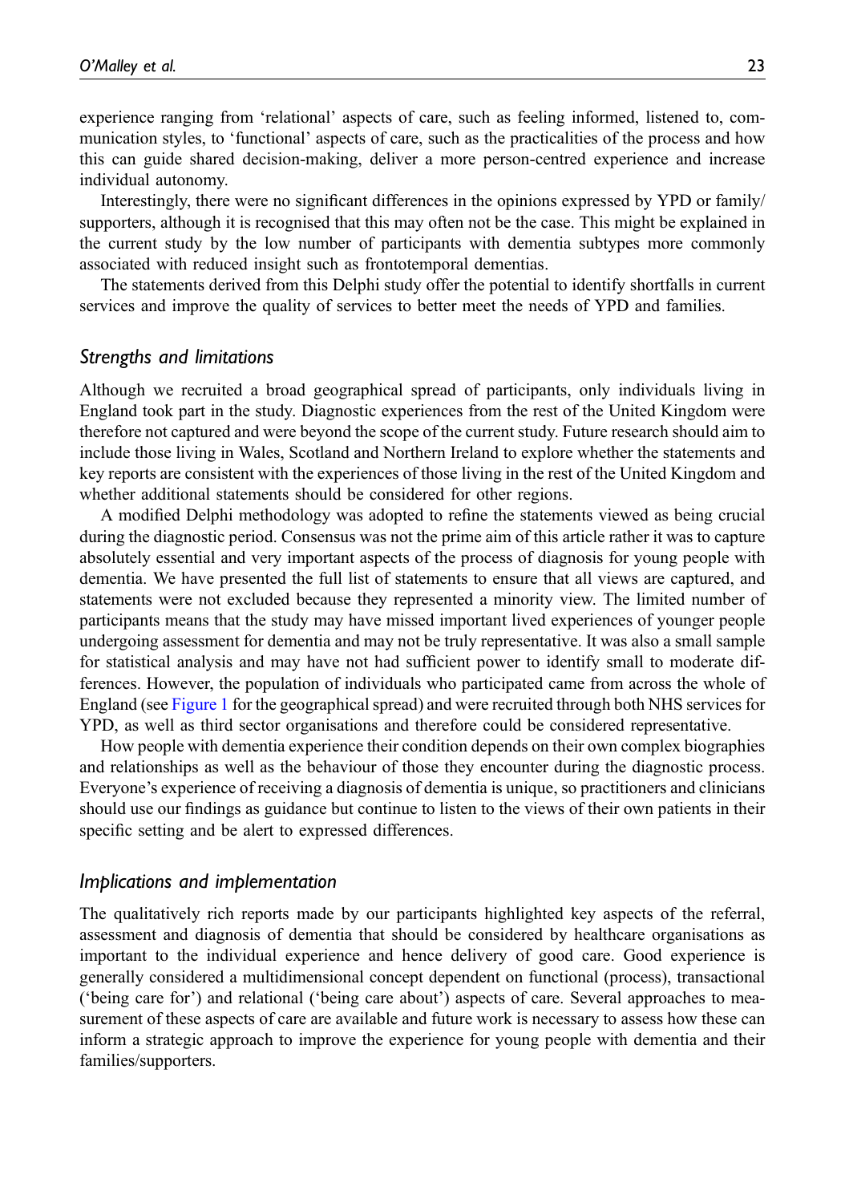experience ranging from 'relational' aspects of care, such as feeling informed, listened to, communication styles, to 'functional' aspects of care, such as the practicalities of the process and how this can guide shared decision-making, deliver a more person-centred experience and increase individual autonomy.

Interestingly, there were no significant differences in the opinions expressed by YPD or family/supporters, although it is recognised that this may often not be the case. This might be explained in the current study by the low number of participants with dementia subtypes more commonly associated with reduced insight such as frontotemporal dementias.

The statements derived from this Delphi study offer the potential to identify shortfalls in current services and improve the quality of services to better meet the needs of YPD and families.

### *Strengths and limitations*

Although we recruited a broad geographical spread of participants, only individuals living in England took part in the study. Diagnostic experiences from the rest of the United Kingdom were therefore not captured and were beyond the scope of the current study. Future research should aim to include those living in Wales, Scotland and Northern Ireland to explore whether the statements and key reports are consistent with the experiences of those living in the rest of the United Kingdom and whether additional statements should be considered for other regions.

A modified Delphi methodology was adopted to refine the statements viewed as being crucial during the diagnostic period. Consensus was not the prime aim of this article rather it was to capture absolutely essential and very important aspects of the process of diagnosis for young people with dementia. We have presented the full list of statements to ensure that all views are captured, and statements were not excluded because they represented a minority view. The limited number of participants means that the study may have missed important lived experiences of younger people undergoing assessment for dementia and may not be truly representative. It was also a small sample for statistical analysis and may have not had sufficient power to identify small to moderate differences. However, the population of individuals who participated came from across the whole of England (see Figure 1 for the geographical spread) and were recruited through both NHS services for YPD, as well as third sector organisations and therefore could be considered representative.

How people with dementia experience their condition depends on their own complex biographies and relationships as well as the behaviour of those they encounter during the diagnostic process. Everyone's experience of receiving a diagnosis of dementia is unique, so practitioners and clinicians should use our findings as guidance but continue to listen to the views of their own patients in their specific setting and be alert to expressed differences.

### *Implications and implementation*

The qualitatively rich reports made by our participants highlighted key aspects of the referral, assessment and diagnosis of dementia that should be considered by healthcare organisations as important to the individual experience and hence delivery of good care. Good experience is generally considered a multidimensional concept dependent on functional (process), transactional ('being care for') and relational ('being care about') aspects of care. Several approaches to measurement of these aspects of care are available and future work is necessary to assess how these can inform a strategic approach to improve the experience for young people with dementia and their families/supporters.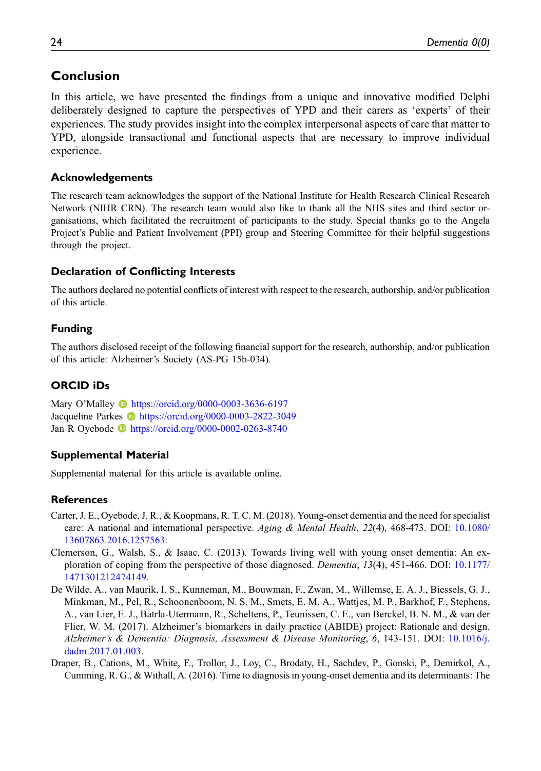## Conclusion

In this article, we have presented the findings from a unique and innovative modified Delphi deliberately designed to capture the perspectives of YPD and their carers as 'experts' of their experiences. The study provides insight into the complex interpersonal aspects of care that matter to YPD, alongside transactional and functional aspects that are necessary to improve individual experience.

### Acknowledgements

The research team acknowledges the support of the National Institute for Health Research Clinical Research Network (NIHR CRN). The research team would also like to thank all the NHS sites and third sector organisations, which facilitated the recruitment of participants to the study. Special thanks go to the Angela Project's Public and Patient Involvement (PPI) group and Steering Committee for their helpful suggestions through the project.

### Declaration of Conflicting Interests

The authors declared no potential conflicts of interest with respect to the research, authorship, and/or publication of this article.

### Funding

The authors disclosed receipt of the following financial support for the research, authorship, and/or publication of this article: Alzheimer's Society (AS-PG 15b-034).

### ORCID iDs

Mary O'Malley https://orcid.org/0000-0003-3636-6197
Jacqueline Parkes https://orcid.org/0000-0003-2822-3049
Jan R Oyebode https://orcid.org/0000-0002-0263-8740

### Supplemental Material

Supplemental material for this article is available online.

### References

Carter, J. E., Oyebode, J. R., & Koopmans, R. T. C. M. (2018). Young-onset dementia and the need for specialist care: A national and international perspective. *Aging & Mental Health*, *22*(4), 468-473. DOI: 10.1080/13607863.2016.1257563.

Clemerson, G., Walsh, S., & Isaac, C. (2013). Towards living well with young onset dementia: An exploration of coping from the perspective of those diagnosed. *Dementia*, *13*(4), 451-466. DOI: 10.1177/1471301212474149.

De Wilde, A., van Maurik, I. S., Kunneman, M., Bouwman, F., Zwan, M., Willemse, E. A. J., Biessels, G. J., Minkman, M., Pel, R., Schoonenboom, N. S. M., Smets, E. M. A., Wattjes, M. P., Barkhof, F., Stephens, A., van Lier, E. J., Batrla-Utermann, R., Scheltens, P., Teunissen, C. E., van Berckel, B. N. M., & van der Flier, W. M. (2017). Alzheimer's biomarkers in daily practice (ABIDE) project: Rationale and design. *Alzheimer's & Dementia: Diagnosis, Assessment & Disease Monitoring*, *6*, 143-151. DOI: 10.1016/j.dadm.2017.01.003.

Draper, B., Cations, M., White, F., Trollor, J., Loy, C., Brodaty, H., Sachdev, P., Gonski, P., Demirkol, A., Cumming, R. G., & Withall, A. (2016). Time to diagnosis in young-onset dementia and its determinants: The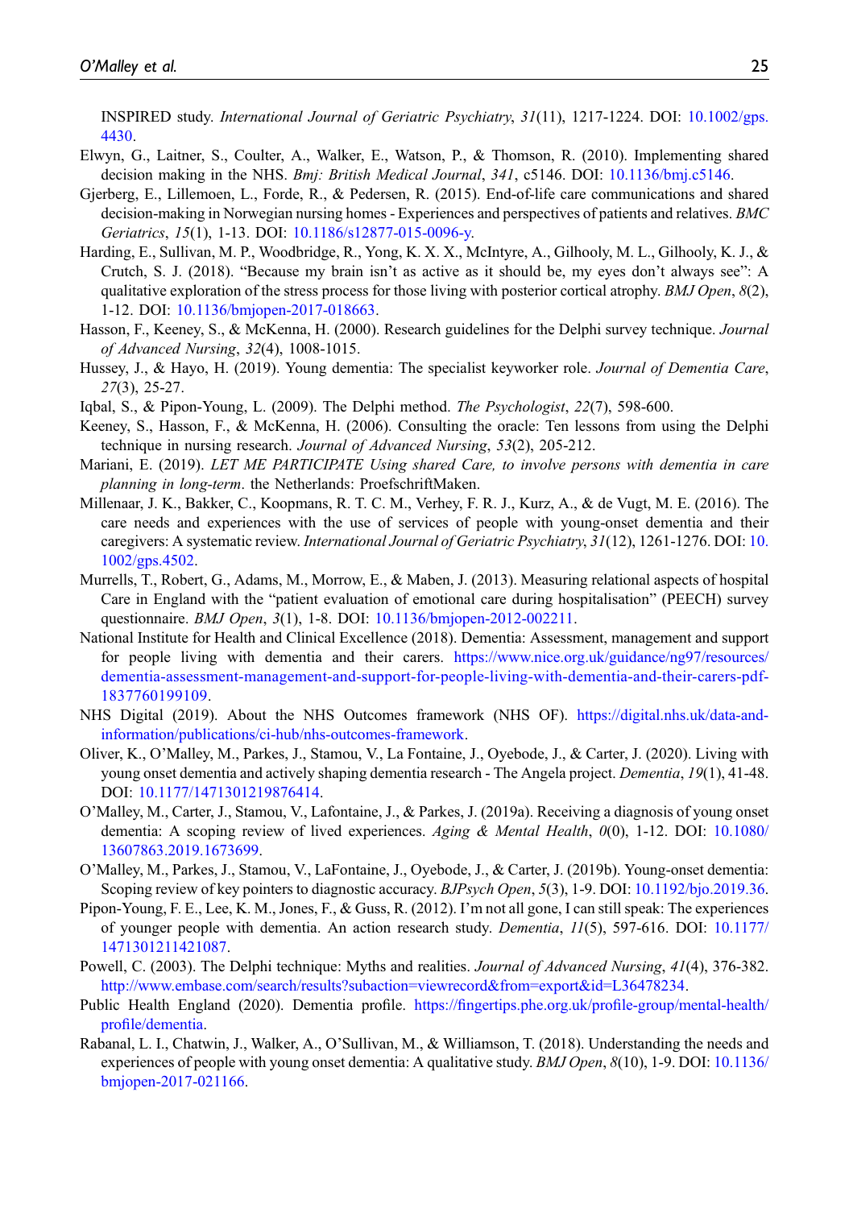INSPIRED study. *International Journal of Geriatric Psychiatry*, *31*(11), 1217-1224. DOI: 10.1002/gps.4430.

Elwyn, G., Laitner, S., Coulter, A., Walker, E., Watson, P., & Thomson, R. (2010). Implementing shared decision making in the NHS. *Bmj: British Medical Journal*, *341*, c5146. DOI: 10.1136/bmj.c5146.

Gjerberg, E., Lillemoen, L., Forde, R., & Pedersen, R. (2015). End-of-life care communications and shared decision-making in Norwegian nursing homes - Experiences and perspectives of patients and relatives. *BMC Geriatrics*, *15*(1), 1-13. DOI: 10.1186/s12877-015-0096-y.

Harding, E., Sullivan, M. P., Woodbridge, R., Yong, K. X. X., McIntyre, A., Gilhooly, M. L., Gilhooly, K. J., & Crutch, S. J. (2018). "Because my brain isn't as active as it should be, my eyes don't always see": A qualitative exploration of the stress process for those living with posterior cortical atrophy. *BMJ Open*, *8*(2), 1-12. DOI: 10.1136/bmjopen-2017-018663.

Hasson, F., Keeney, S., & McKenna, H. (2000). Research guidelines for the Delphi survey technique. *Journal of Advanced Nursing*, *32*(4), 1008-1015.

Hussey, J., & Hayo, H. (2019). Young dementia: The specialist keyworker role. *Journal of Dementia Care*, *27*(3), 25-27.

Iqbal, S., & Pipon-Young, L. (2009). The Delphi method. *The Psychologist*, *22*(7), 598-600.

Keeney, S., Hasson, F., & McKenna, H. (2006). Consulting the oracle: Ten lessons from using the Delphi technique in nursing research. *Journal of Advanced Nursing*, *53*(2), 205-212.

Mariani, E. (2019). *LET ME PARTICIPATE Using shared Care, to involve persons with dementia in care planning in long-term*. the Netherlands: ProefschriftMaken.

Millenaar, J. K., Bakker, C., Koopmans, R. T. C. M., Verhey, F. R. J., Kurz, A., & de Vugt, M. E. (2016). The care needs and experiences with the use of services of people with young-onset dementia and their caregivers: A systematic review. *International Journal of Geriatric Psychiatry*, *31*(12), 1261-1276. DOI: 10.1002/gps.4502.

Murrells, T., Robert, G., Adams, M., Morrow, E., & Maben, J. (2013). Measuring relational aspects of hospital Care in England with the "patient evaluation of emotional care during hospitalisation" (PEECH) survey questionnaire. *BMJ Open*, *3*(1), 1-8. DOI: 10.1136/bmjopen-2012-002211.

National Institute for Health and Clinical Excellence (2018). Dementia: Assessment, management and support for people living with dementia and their carers. https://www.nice.org.uk/guidance/ng97/resources/dementia-assessment-management-and-support-for-people-living-with-dementia-and-their-carers-pdf-1837760199109.

NHS Digital (2019). About the NHS Outcomes framework (NHS OF). https://digital.nhs.uk/data-and-information/publications/ci-hub/nhs-outcomes-framework.

Oliver, K., O'Malley, M., Parkes, J., Stamou, V., La Fontaine, J., Oyebode, J., & Carter, J. (2020). Living with young onset dementia and actively shaping dementia research - The Angela project. *Dementia*, *19*(1), 41-48. DOI: 10.1177/1471301219876414.

O'Malley, M., Carter, J., Stamou, V., Lafontaine, J., & Parkes, J. (2019a). Receiving a diagnosis of young onset dementia: A scoping review of lived experiences. *Aging & Mental Health*, *0*(0), 1-12. DOI: 10.1080/13607863.2019.1673699.

O'Malley, M., Parkes, J., Stamou, V., LaFontaine, J., Oyebode, J., & Carter, J. (2019b). Young-onset dementia: Scoping review of key pointers to diagnostic accuracy. *BJPsych Open*, *5*(3), 1-9. DOI: 10.1192/bjo.2019.36.

Pipon-Young, F. E., Lee, K. M., Jones, F., & Guss, R. (2012). I'm not all gone, I can still speak: The experiences of younger people with dementia. An action research study. *Dementia*, *11*(5), 597-616. DOI: 10.1177/1471301211421087.

Powell, C. (2003). The Delphi technique: Myths and realities. *Journal of Advanced Nursing*, *41*(4), 376-382. http://www.embase.com/search/results?subaction=viewrecord&from=export&id=L36478234.

Public Health England (2020). Dementia profile. https://fingertips.phe.org.uk/profile-group/mental-health/profile/dementia.

Rabanal, L. I., Chatwin, J., Walker, A., O'Sullivan, M., & Williamson, T. (2018). Understanding the needs and experiences of people with young onset dementia: A qualitative study. *BMJ Open*, *8*(10), 1-9. DOI: 10.1136/bmjopen-2017-021166.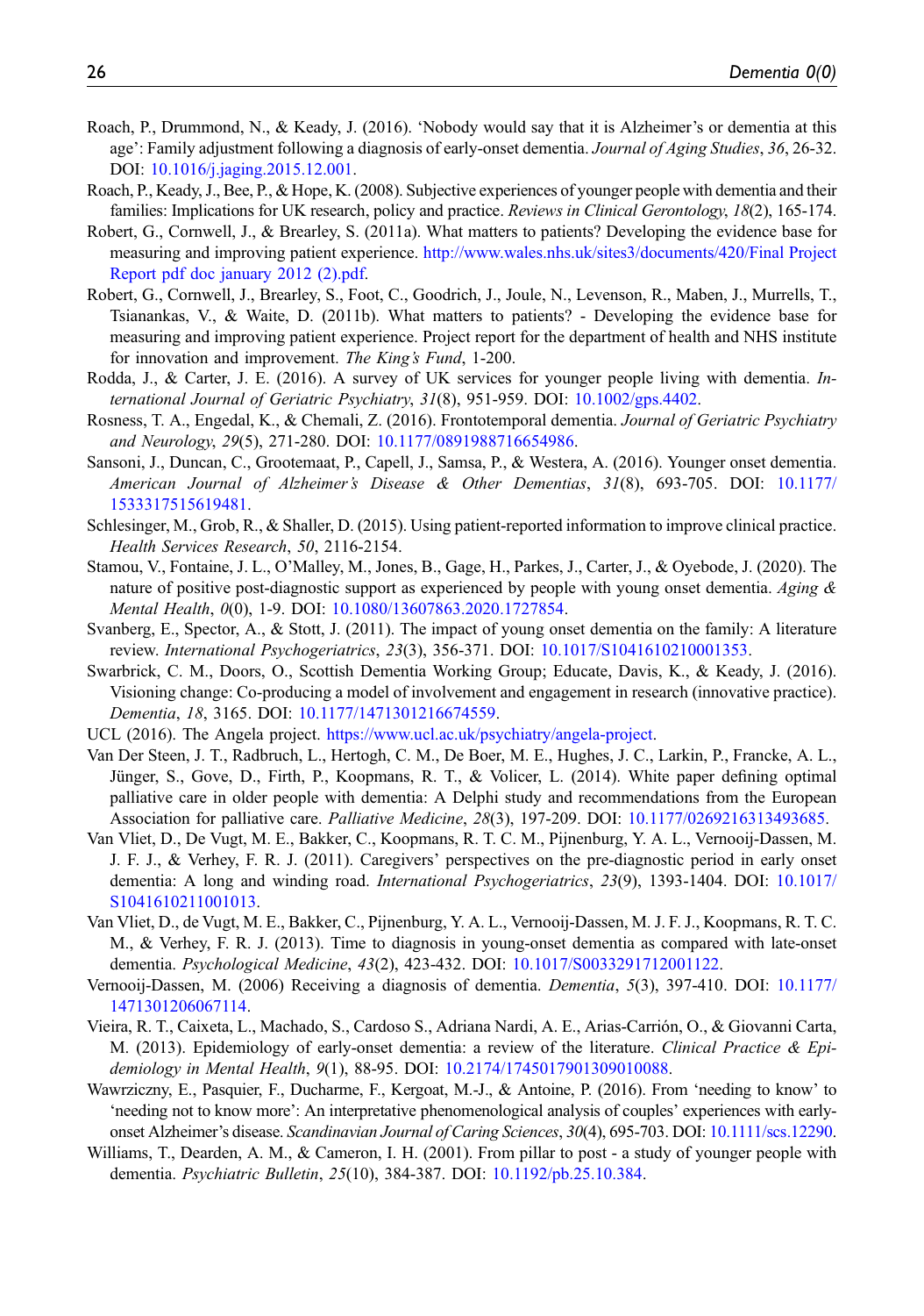Roach, P., Drummond, N., & Keady, J. (2016). 'Nobody would say that it is Alzheimer's or dementia at this age': Family adjustment following a diagnosis of early-onset dementia. *Journal of Aging Studies*, *36*, 26-32. DOI: 10.1016/j.jaging.2015.12.001.

Roach, P., Keady, J., Bee, P., & Hope, K. (2008). Subjective experiences of younger people with dementia and their families: Implications for UK research, policy and practice. *Reviews in Clinical Gerontology*, *18*(2), 165-174.

Robert, G., Cornwell, J., & Brearley, S. (2011a). What matters to patients? Developing the evidence base for measuring and improving patient experience. http://www.wales.nhs.uk/sites3/documents/420/Final Project Report pdf doc january 2012 (2).pdf.

Robert, G., Cornwell, J., Brearley, S., Foot, C., Goodrich, J., Joule, N., Levenson, R., Maben, J., Murrells, T., Tsianankas, V., & Waite, D. (2011b). What matters to patients? - Developing the evidence base for measuring and improving patient experience. Project report for the department of health and NHS institute for innovation and improvement. *The King's Fund*, 1-200.

Rodda, J., & Carter, J. E. (2016). A survey of UK services for younger people living with dementia. *International Journal of Geriatric Psychiatry*, *31*(8), 951-959. DOI: 10.1002/gps.4402.

Rosness, T. A., Engedal, K., & Chemali, Z. (2016). Frontotemporal dementia. *Journal of Geriatric Psychiatry and Neurology*, *29*(5), 271-280. DOI: 10.1177/0891988716654986.

Sansoni, J., Duncan, C., Grootemaat, P., Capell, J., Samsa, P., & Westera, A. (2016). Younger onset dementia. *American Journal of Alzheimer's Disease & Other Dementias*, *31*(8), 693-705. DOI: 10.1177/1533317515619481.

Schlesinger, M., Grob, R., & Shaller, D. (2015). Using patient-reported information to improve clinical practice. *Health Services Research*, *50*, 2116-2154.

Stamou, V., Fontaine, J. L., O'Malley, M., Jones, B., Gage, H., Parkes, J., Carter, J., & Oyebode, J. (2020). The nature of positive post-diagnostic support as experienced by people with young onset dementia. *Aging & Mental Health*, *0*(0), 1-9. DOI: 10.1080/13607863.2020.1727854.

Svanberg, E., Spector, A., & Stott, J. (2011). The impact of young onset dementia on the family: A literature review. *International Psychogeriatrics*, *23*(3), 356-371. DOI: 10.1017/S1041610210001353.

Swarbrick, C. M., Doors, O., Scottish Dementia Working Group; Educate, Davis, K., & Keady, J. (2016). Visioning change: Co-producing a model of involvement and engagement in research (innovative practice). *Dementia*, *18*, 3165. DOI: 10.1177/1471301216674559.

UCL (2016). The Angela project. https://www.ucl.ac.uk/psychiatry/angela-project.

Van Der Steen, J. T., Radbruch, L., Hertogh, C. M., De Boer, M. E., Hughes, J. C., Larkin, P., Francke, A. L., Jünger, S., Gove, D., Firth, P., Koopmans, R. T., & Volicer, L. (2014). White paper defining optimal palliative care in older people with dementia: A Delphi study and recommendations from the European Association for palliative care. *Palliative Medicine*, *28*(3), 197-209. DOI: 10.1177/0269216313493685.

Van Vliet, D., De Vugt, M. E., Bakker, C., Koopmans, R. T. C. M., Pijnenburg, Y. A. L., Vernooij-Dassen, M. J. F. J., & Verhey, F. R. J. (2011). Caregivers' perspectives on the pre-diagnostic period in early onset dementia: A long and winding road. *International Psychogeriatrics*, *23*(9), 1393-1404. DOI: 10.1017/S1041610211001013.

Van Vliet, D., de Vugt, M. E., Bakker, C., Pijnenburg, Y. A. L., Vernooij-Dassen, M. J. F. J., Koopmans, R. T. C. M., & Verhey, F. R. J. (2013). Time to diagnosis in young-onset dementia as compared with late-onset dementia. *Psychological Medicine*, *43*(2), 423-432. DOI: 10.1017/S0033291712001122.

Vernooij-Dassen, M. (2006) Receiving a diagnosis of dementia. *Dementia*, *5*(3), 397-410. DOI: 10.1177/1471301206067114.

Vieira, R. T., Caixeta, L., Machado, S., Cardoso S., Adriana Nardi, A. E., Arias-Carrión, O., & Giovanni Carta, M. (2013). Epidemiology of early-onset dementia: a review of the literature. *Clinical Practice & Epidemiology in Mental Health*, *9*(1), 88-95. DOI: 10.2174/1745017901309010088.

Wawrziczny, E., Pasquier, F., Ducharme, F., Kergoat, M.-J., & Antoine, P. (2016). From 'needing to know' to 'needing not to know more': An interpretative phenomenological analysis of couples' experiences with early-onset Alzheimer's disease. *Scandinavian Journal of Caring Sciences*, *30*(4), 695-703. DOI: 10.1111/scs.12290.

Williams, T., Dearden, A. M., & Cameron, I. H. (2001). From pillar to post - a study of younger people with dementia. *Psychiatric Bulletin*, *25*(10), 384-387. DOI: 10.1192/pb.25.10.384.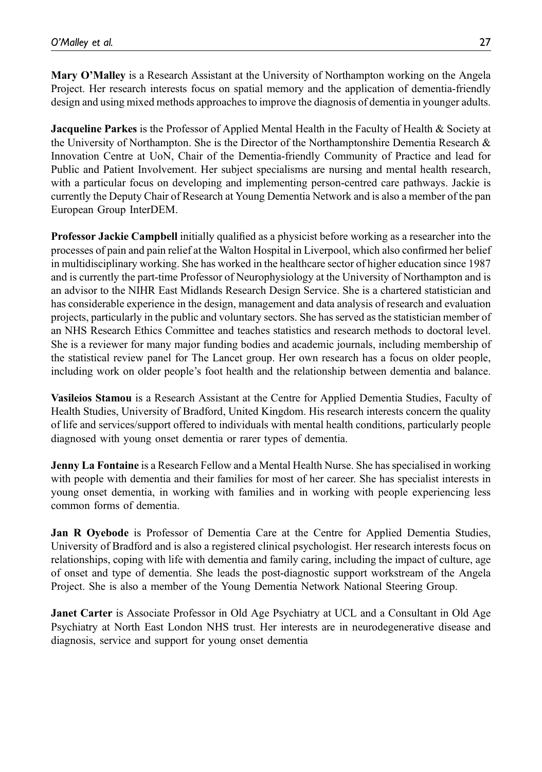**Mary O'Malley** is a Research Assistant at the University of Northampton working on the Angela Project. Her research interests focus on spatial memory and the application of dementia-friendly design and using mixed methods approaches to improve the diagnosis of dementia in younger adults.

**Jacqueline Parkes** is the Professor of Applied Mental Health in the Faculty of Health & Society at the University of Northampton. She is the Director of the Northamptonshire Dementia Research & Innovation Centre at UoN, Chair of the Dementia-friendly Community of Practice and lead for Public and Patient Involvement. Her subject specialisms are nursing and mental health research, with a particular focus on developing and implementing person-centred care pathways. Jackie is currently the Deputy Chair of Research at Young Dementia Network and is also a member of the pan European Group InterDEM.

**Professor Jackie Campbell** initially qualified as a physicist before working as a researcher into the processes of pain and pain relief at the Walton Hospital in Liverpool, which also confirmed her belief in multidisciplinary working. She has worked in the healthcare sector of higher education since 1987 and is currently the part-time Professor of Neurophysiology at the University of Northampton and is an advisor to the NIHR East Midlands Research Design Service. She is a chartered statistician and has considerable experience in the design, management and data analysis of research and evaluation projects, particularly in the public and voluntary sectors. She has served as the statistician member of an NHS Research Ethics Committee and teaches statistics and research methods to doctoral level. She is a reviewer for many major funding bodies and academic journals, including membership of the statistical review panel for The Lancet group. Her own research has a focus on older people, including work on older people's foot health and the relationship between dementia and balance.

**Vasileios Stamou** is a Research Assistant at the Centre for Applied Dementia Studies, Faculty of Health Studies, University of Bradford, United Kingdom. His research interests concern the quality of life and services/support offered to individuals with mental health conditions, particularly people diagnosed with young onset dementia or rarer types of dementia.

**Jenny La Fontaine** is a Research Fellow and a Mental Health Nurse. She has specialised in working with people with dementia and their families for most of her career. She has specialist interests in young onset dementia, in working with families and in working with people experiencing less common forms of dementia.

**Jan R Oyebode** is Professor of Dementia Care at the Centre for Applied Dementia Studies, University of Bradford and is also a registered clinical psychologist. Her research interests focus on relationships, coping with life with dementia and family caring, including the impact of culture, age of onset and type of dementia. She leads the post-diagnostic support workstream of the Angela Project. She is also a member of the Young Dementia Network National Steering Group.

**Janet Carter** is Associate Professor in Old Age Psychiatry at UCL and a Consultant in Old Age Psychiatry at North East London NHS trust. Her interests are in neurodegenerative disease and diagnosis, service and support for young onset dementia